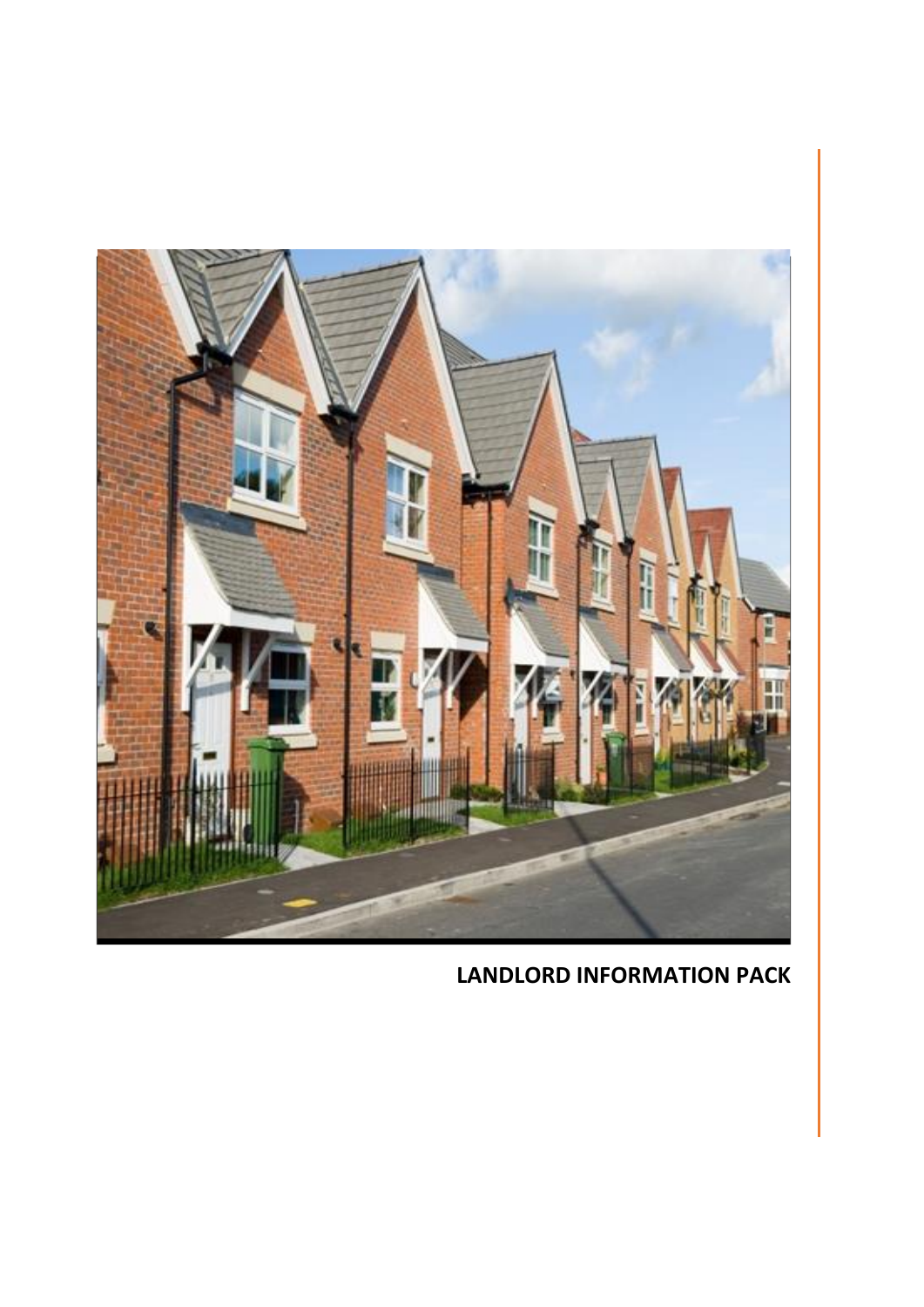# LANDLORD INFORMATION PACK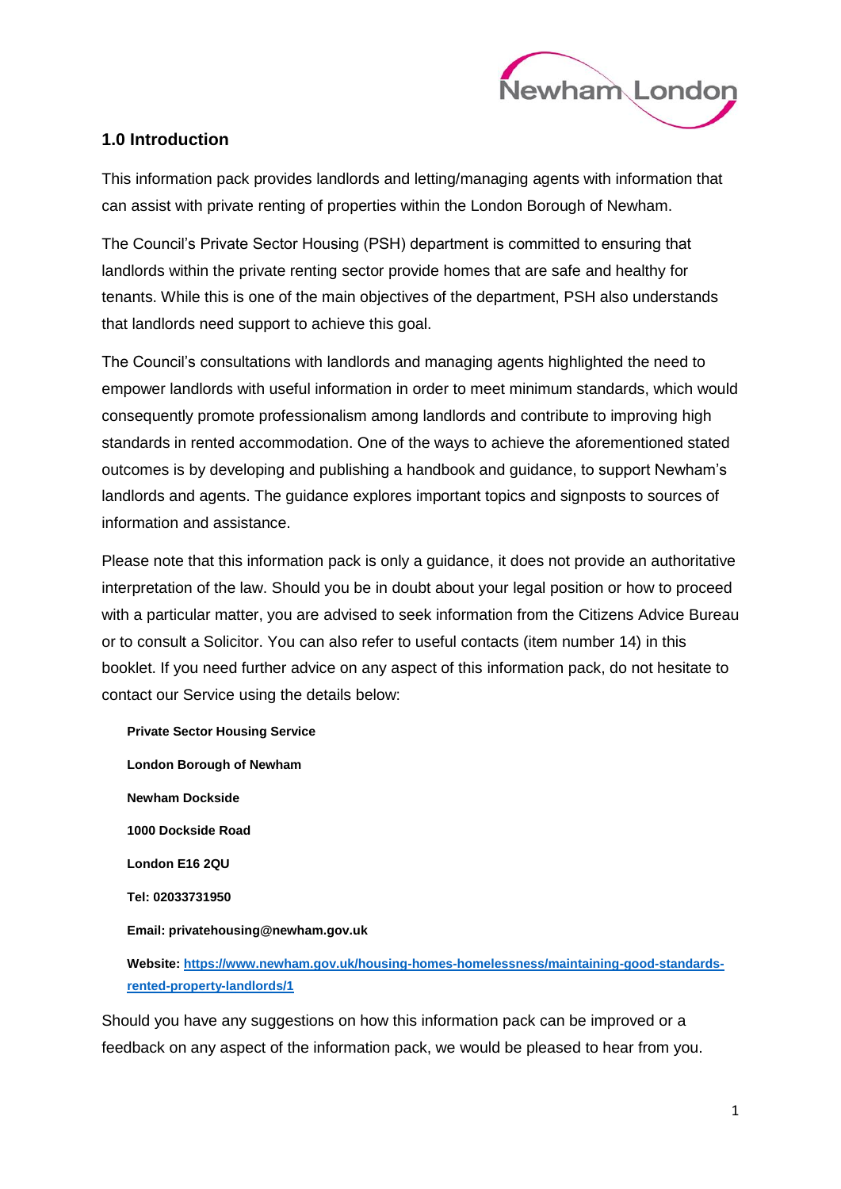## 1.0 Introduction

This information pack provides landlords and letting/managing agents with information that can assist with private renting of properties within the London Borough of Newham.

The Council's Private Sector Housing (PSH) department is committed to ensuring that landlords within the private renting sector provide homes that are safe and healthy for tenants. While this is one of the main objectives of the department, PSH also understands that landlords need support to achieve this goal.

The Council's consultations with landlords and managing agents highlighted the need to empower landlords with useful information in order to meet minimum standards, which would consequently promote professionalism among landlords and contribute to improving high standards in rented accommodation. One of the ways to achieve the aforementioned stated outcomes is by developing and publishing a handbook and guidance, to support Newham's landlords and agents. The guidance explores important topics and signposts to sources of information and assistance.

Please note that this information pack is only a guidance, it does not provide an authoritative interpretation of the law. Should you be in doubt about your legal position or how to proceed with a particular matter, you are advised to seek information from the Citizens Advice Bureau or to consult a Solicitor. You can also refer to useful contacts (item number 14) in this booklet. If you need further advice on any aspect of this information pack, do not hesitate to contact our Service using the details below:

**Private Sector Housing Service**

**London Borough of Newham**

**Newham Dockside**

**1000 Dockside Road**

**London E16 2QU**

**Tel: 02033731950**

**Email: privatehousing@newham.gov.uk**

**Website: [https://www.newham.gov.uk/housing-homes-homelessness/maintaining-good-standards-rented-property-landlords/1](https://www.newham.gov.uk/housing-homes-homelessness/maintaining-good-standards-rented-property-landlords/1)**

Should you have any suggestions on how this information pack can be improved or a feedback on any aspect of the information pack, we would be pleased to hear from you.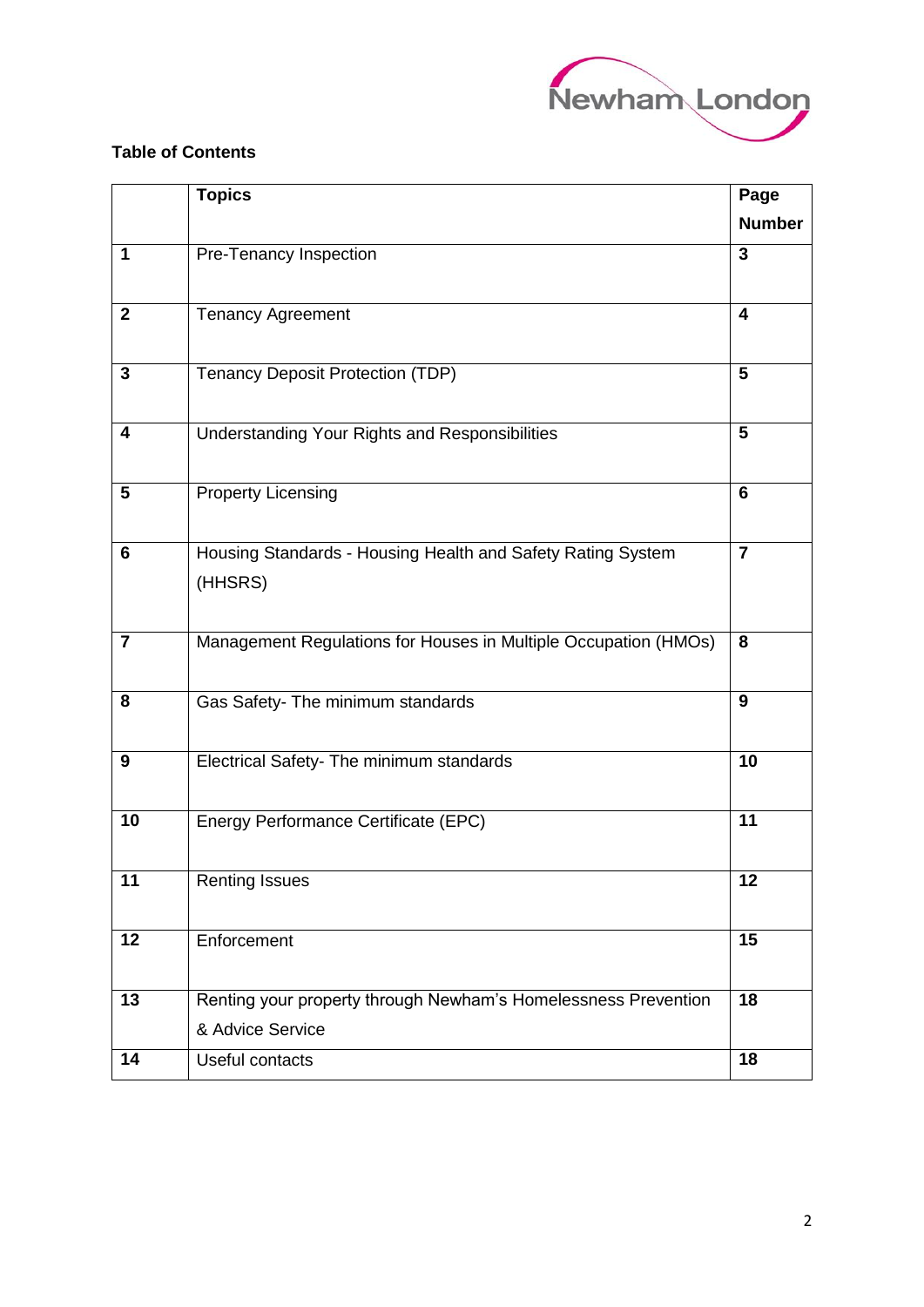**Table of Contents**

| | Topics | Page Number |
|---|---|---|
| 1 | Pre-Tenancy Inspection | 3 |
| 2 | Tenancy Agreement | 4 |
| 3 | Tenancy Deposit Protection (TDP) | 5 |
| 4 | Understanding Your Rights and Responsibilities | 5 |
| 5 | Property Licensing | 6 |
| 6 | Housing Standards - Housing Health and Safety Rating System (HHSRS) | 7 |
| 7 | Management Regulations for Houses in Multiple Occupation (HMOs) | 8 |
| 8 | Gas Safety- The minimum standards | 9 |
| 9 | Electrical Safety- The minimum standards | 10 |
| 10 | Energy Performance Certificate (EPC) | 11 |
| 11 | Renting Issues | 12 |
| 12 | Enforcement | 15 |
| 13 | Renting your property through Newham's Homelessness Prevention & Advice Service | 18 |
| 14 | Useful contacts | 18 |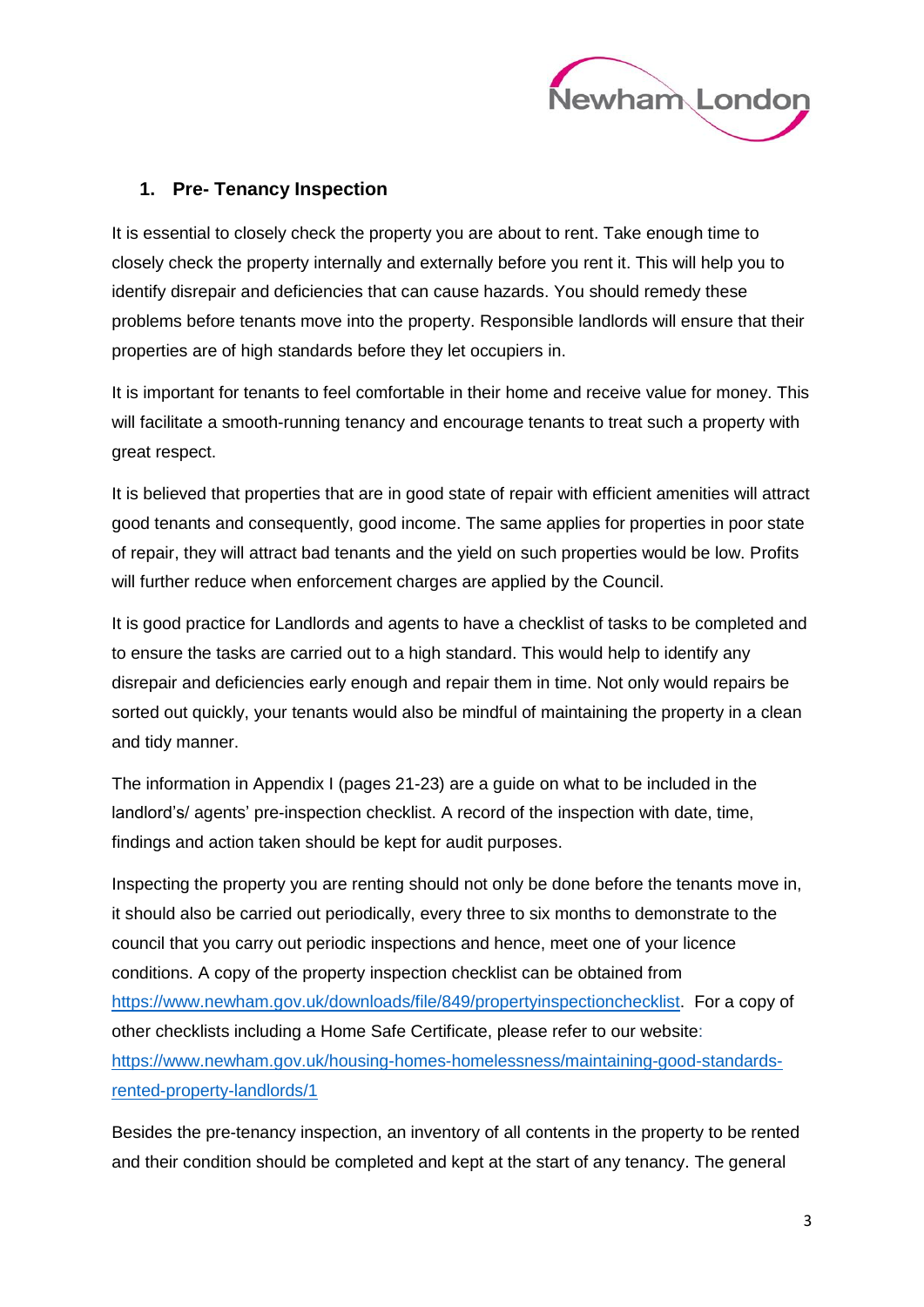## 1. Pre- Tenancy Inspection

It is essential to closely check the property you are about to rent. Take enough time to closely check the property internally and externally before you rent it. This will help you to identify disrepair and deficiencies that can cause hazards. You should remedy these problems before tenants move into the property. Responsible landlords will ensure that their properties are of high standards before they let occupiers in.

It is important for tenants to feel comfortable in their home and receive value for money. This will facilitate a smooth-running tenancy and encourage tenants to treat such a property with great respect.

It is believed that properties that are in good state of repair with efficient amenities will attract good tenants and consequently, good income. The same applies for properties in poor state of repair, they will attract bad tenants and the yield on such properties would be low. Profits will further reduce when enforcement charges are applied by the Council.

It is good practice for Landlords and agents to have a checklist of tasks to be completed and to ensure the tasks are carried out to a high standard. This would help to identify any disrepair and deficiencies early enough and repair them in time. Not only would repairs be sorted out quickly, your tenants would also be mindful of maintaining the property in a clean and tidy manner.

The information in Appendix I (pages 21-23) are a guide on what to be included in the landlord's/ agents' pre-inspection checklist. A record of the inspection with date, time, findings and action taken should be kept for audit purposes.

Inspecting the property you are renting should not only be done before the tenants move in, it should also be carried out periodically, every three to six months to demonstrate to the council that you carry out periodic inspections and hence, meet one of your licence conditions. A copy of the property inspection checklist can be obtained from https://www.newham.gov.uk/downloads/file/849/propertyinspectionchecklist. For a copy of other checklists including a Home Safe Certificate, please refer to our website: https://www.newham.gov.uk/housing-homes-homelessness/maintaining-good-standards-rented-property-landlords/1

Besides the pre-tenancy inspection, an inventory of all contents in the property to be rented and their condition should be completed and kept at the start of any tenancy. The general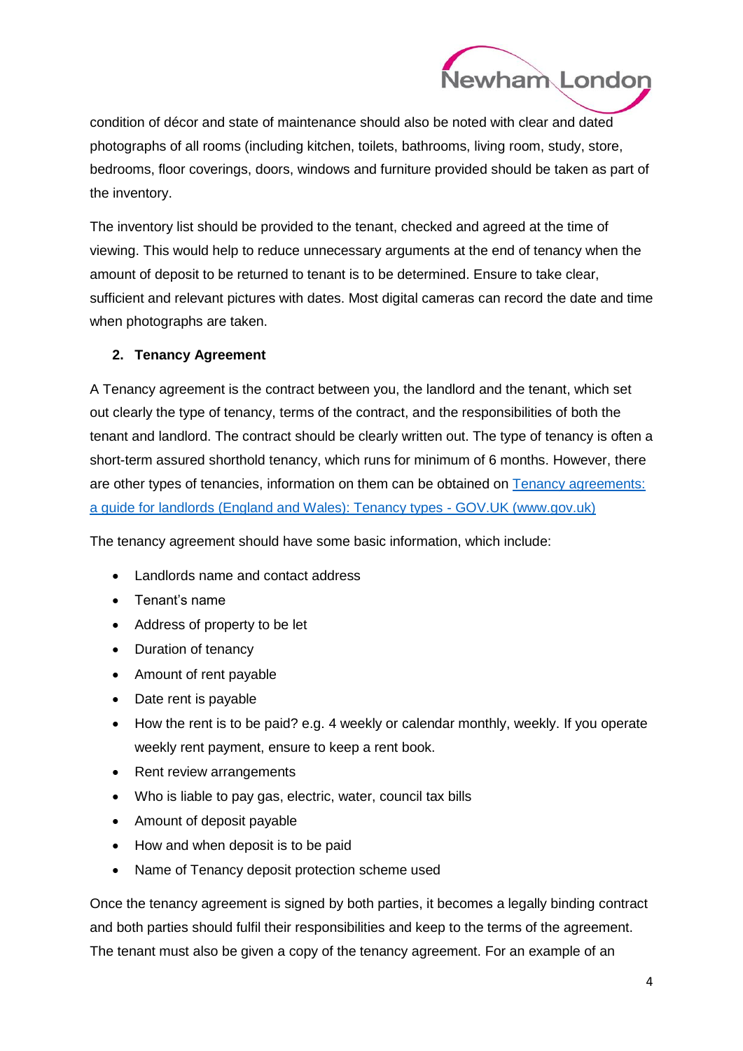condition of décor and state of maintenance should also be noted with clear and dated photographs of all rooms (including kitchen, toilets, bathrooms, living room, study, store, bedrooms, floor coverings, doors, windows and furniture provided should be taken as part of the inventory.

The inventory list should be provided to the tenant, checked and agreed at the time of viewing. This would help to reduce unnecessary arguments at the end of tenancy when the amount of deposit to be returned to tenant is to be determined. Ensure to take clear, sufficient and relevant pictures with dates. Most digital cameras can record the date and time when photographs are taken.

## 2. Tenancy Agreement

A Tenancy agreement is the contract between you, the landlord and the tenant, which set out clearly the type of tenancy, terms of the contract, and the responsibilities of both the tenant and landlord. The contract should be clearly written out. The type of tenancy is often a short-term assured shorthold tenancy, which runs for minimum of 6 months. However, there are other types of tenancies, information on them can be obtained on [Tenancy agreements: a guide for landlords (England and Wales): Tenancy types - GOV.UK (www.gov.uk)](www.gov.uk)

The tenancy agreement should have some basic information, which include:

- Landlords name and contact address
- Tenant's name
- Address of property to be let
- Duration of tenancy
- Amount of rent payable
- Date rent is payable
- How the rent is to be paid? e.g. 4 weekly or calendar monthly, weekly. If you operate weekly rent payment, ensure to keep a rent book.
- Rent review arrangements
- Who is liable to pay gas, electric, water, council tax bills
- Amount of deposit payable
- How and when deposit is to be paid
- Name of Tenancy deposit protection scheme used

Once the tenancy agreement is signed by both parties, it becomes a legally binding contract and both parties should fulfil their responsibilities and keep to the terms of the agreement. The tenant must also be given a copy of the tenancy agreement. For an example of an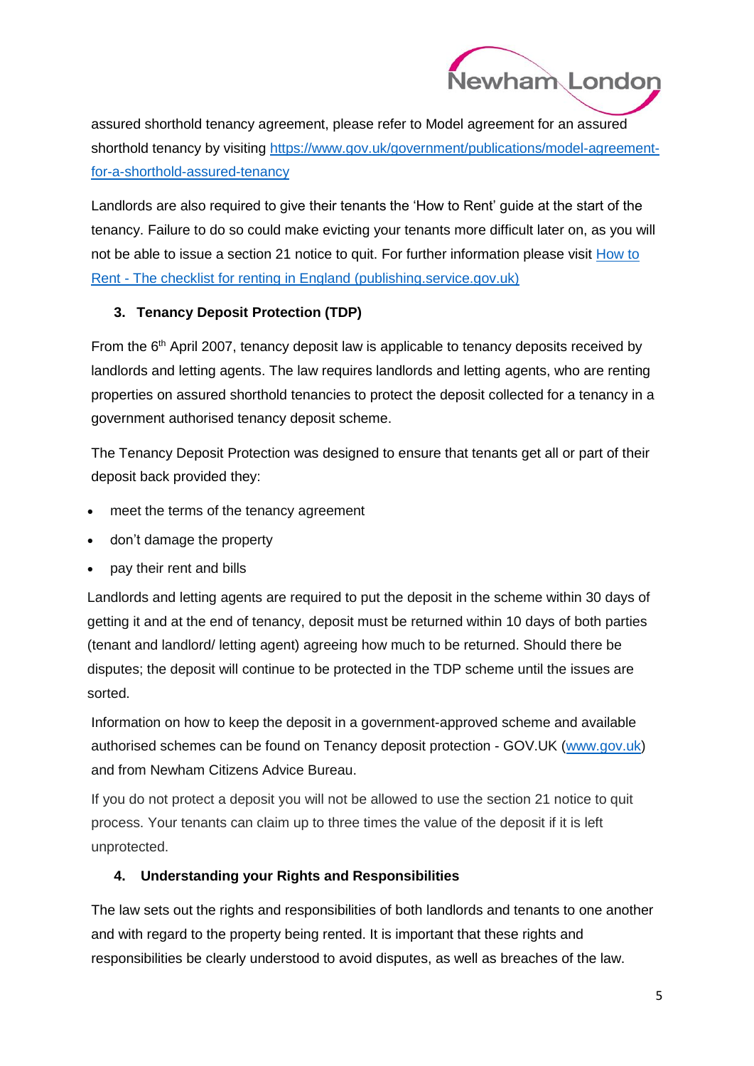assured shorthold tenancy agreement, please refer to Model agreement for an assured shorthold tenancy by visiting [https://www.gov.uk/government/publications/model-agreement-for-a-shorthold-assured-tenancy](https://www.gov.uk/government/publications/model-agreement-for-a-shorthold-assured-tenancy)

Landlords are also required to give their tenants the 'How to Rent' guide at the start of the tenancy. Failure to do so could make evicting your tenants more difficult later on, as you will not be able to issue a section 21 notice to quit. For further information please visit How to Rent - The checklist for renting in England (publishing.service.gov.uk)

## 3. Tenancy Deposit Protection (TDP)

From the 6th April 2007, tenancy deposit law is applicable to tenancy deposits received by landlords and letting agents. The law requires landlords and letting agents, who are renting properties on assured shorthold tenancies to protect the deposit collected for a tenancy in a government authorised tenancy deposit scheme.

The Tenancy Deposit Protection was designed to ensure that tenants get all or part of their deposit back provided they:

- meet the terms of the tenancy agreement
- don't damage the property
- pay their rent and bills

Landlords and letting agents are required to put the deposit in the scheme within 30 days of getting it and at the end of tenancy, deposit must be returned within 10 days of both parties (tenant and landlord/ letting agent) agreeing how much to be returned. Should there be disputes; the deposit will continue to be protected in the TDP scheme until the issues are sorted.

Information on how to keep the deposit in a government-approved scheme and available authorised schemes can be found on Tenancy deposit protection - GOV.UK (www.gov.uk) and from Newham Citizens Advice Bureau.

If you do not protect a deposit you will not be allowed to use the section 21 notice to quit process. Your tenants can claim up to three times the value of the deposit if it is left unprotected.

## 4. Understanding your Rights and Responsibilities

The law sets out the rights and responsibilities of both landlords and tenants to one another and with regard to the property being rented. It is important that these rights and responsibilities be clearly understood to avoid disputes, as well as breaches of the law.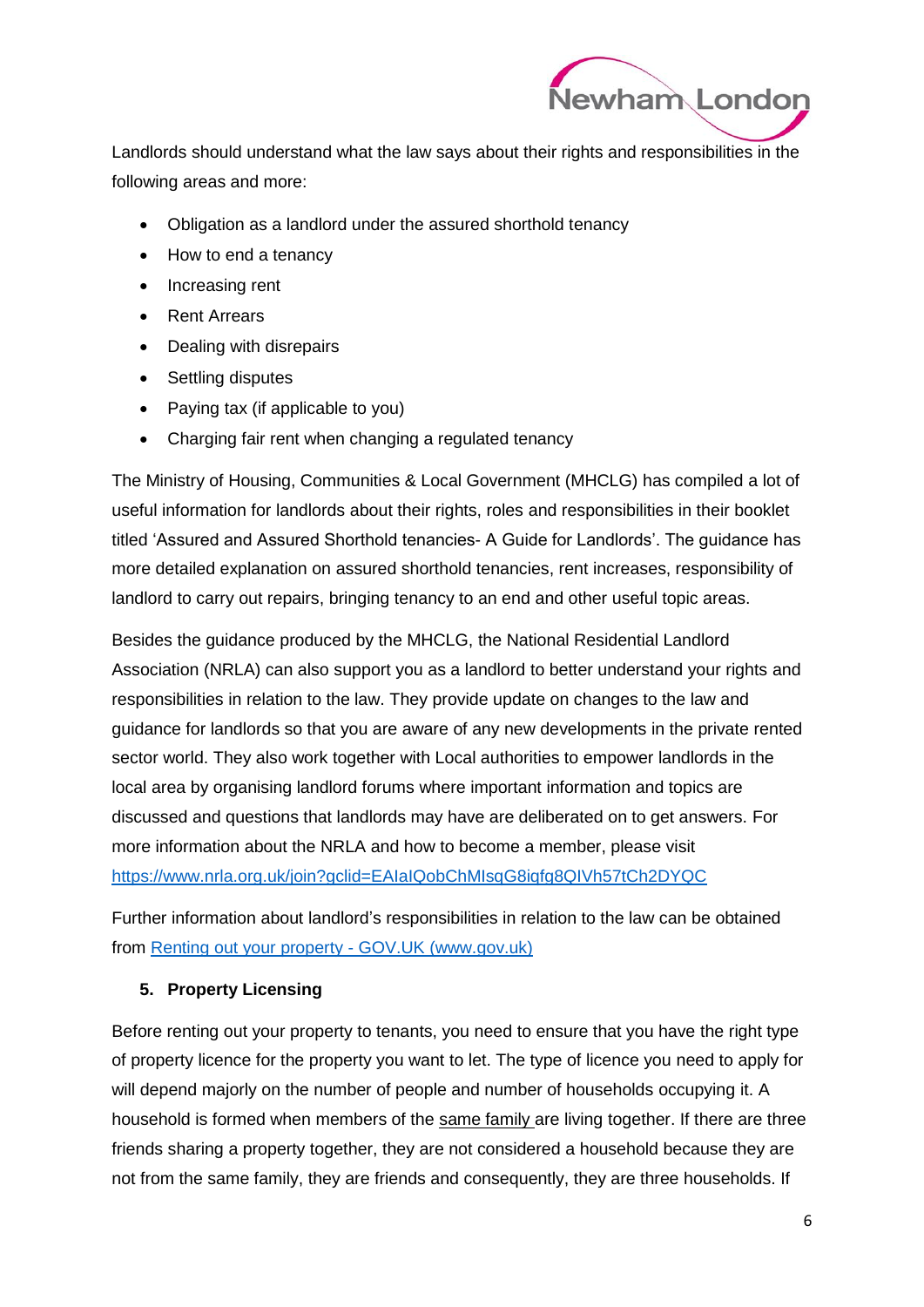Landlords should understand what the law says about their rights and responsibilities in the following areas and more:

- Obligation as a landlord under the assured shorthold tenancy
- How to end a tenancy
- Increasing rent
- Rent Arrears
- Dealing with disrepairs
- Settling disputes
- Paying tax (if applicable to you)
- Charging fair rent when changing a regulated tenancy

The Ministry of Housing, Communities & Local Government (MHCLG) has compiled a lot of useful information for landlords about their rights, roles and responsibilities in their booklet titled 'Assured and Assured Shorthold tenancies- A Guide for Landlords'. The guidance has more detailed explanation on assured shorthold tenancies, rent increases, responsibility of landlord to carry out repairs, bringing tenancy to an end and other useful topic areas.

Besides the guidance produced by the MHCLG, the National Residential Landlord Association (NRLA) can also support you as a landlord to better understand your rights and responsibilities in relation to the law. They provide update on changes to the law and guidance for landlords so that you are aware of any new developments in the private rented sector world. They also work together with Local authorities to empower landlords in the local area by organising landlord forums where important information and topics are discussed and questions that landlords may have are deliberated on to get answers. For more information about the NRLA and how to become a member, please visit [https://www.nrla.org.uk/join?gclid=EAIaIQobChMIsqG8iqfg8QIVh57tCh2DYQC](https://www.nrla.org.uk/join?gclid=EAIaIQobChMIsqG8iqfg8QIVh57tCh2DYQC)

Further information about landlord's responsibilities in relation to the law can be obtained from [Renting out your property - GOV.UK (www.gov.uk)](www.gov.uk)

## 5. Property Licensing

Before renting out your property to tenants, you need to ensure that you have the right type of property licence for the property you want to let. The type of licence you need to apply for will depend majorly on the number of people and number of households occupying it. A household is formed when members of the <u>same family</u> are living together. If there are three friends sharing a property together, they are not considered a household because they are not from the same family, they are friends and consequently, they are three households. If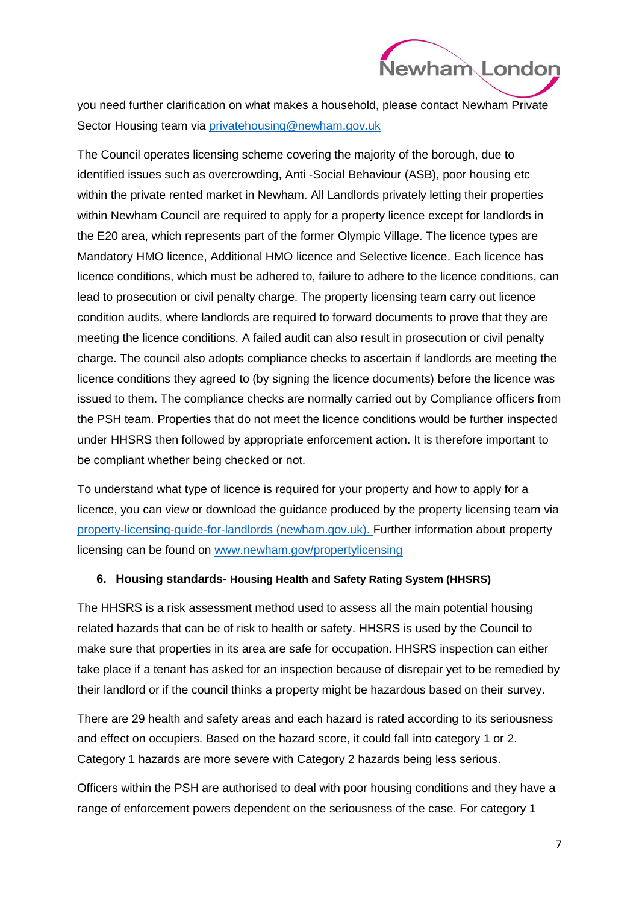you need further clarification on what makes a household, please contact Newham Private Sector Housing team via [privatehousing@newham.gov.uk](mailto:privatehousing@newham.gov.uk)

The Council operates licensing scheme covering the majority of the borough, due to identified issues such as overcrowding, Anti -Social Behaviour (ASB), poor housing etc within the private rented market in Newham. All Landlords privately letting their properties within Newham Council are required to apply for a property licence except for landlords in the E20 area, which represents part of the former Olympic Village. The licence types are Mandatory HMO licence, Additional HMO licence and Selective licence. Each licence has licence conditions, which must be adhered to, failure to adhere to the licence conditions, can lead to prosecution or civil penalty charge. The property licensing team carry out licence condition audits, where landlords are required to forward documents to prove that they are meeting the licence conditions. A failed audit can also result in prosecution or civil penalty charge. The council also adopts compliance checks to ascertain if landlords are meeting the licence conditions they agreed to (by signing the licence documents) before the licence was issued to them. The compliance checks are normally carried out by Compliance officers from the PSH team. Properties that do not meet the licence conditions would be further inspected under HHSRS then followed by appropriate enforcement action. It is therefore important to be compliant whether being checked or not.

To understand what type of licence is required for your property and how to apply for a licence, you can view or download the guidance produced by the property licensing team via [property-licensing-guide-for-landlords (newham.gov.uk).](property-licensing-guide-for-landlords (newham.gov.uk)) Further information about property licensing can be found on [www.newham.gov/propertylicensing](www.newham.gov/propertylicensing)

## 6. Housing standards- Housing Health and Safety Rating System (HHSRS)

The HHSRS is a risk assessment method used to assess all the main potential housing related hazards that can be of risk to health or safety. HHSRS is used by the Council to make sure that properties in its area are safe for occupation. HHSRS inspection can either take place if a tenant has asked for an inspection because of disrepair yet to be remedied by their landlord or if the council thinks a property might be hazardous based on their survey.

There are 29 health and safety areas and each hazard is rated according to its seriousness and effect on occupiers. Based on the hazard score, it could fall into category 1 or 2. Category 1 hazards are more severe with Category 2 hazards being less serious.

Officers within the PSH are authorised to deal with poor housing conditions and they have a range of enforcement powers dependent on the seriousness of the case. For category 1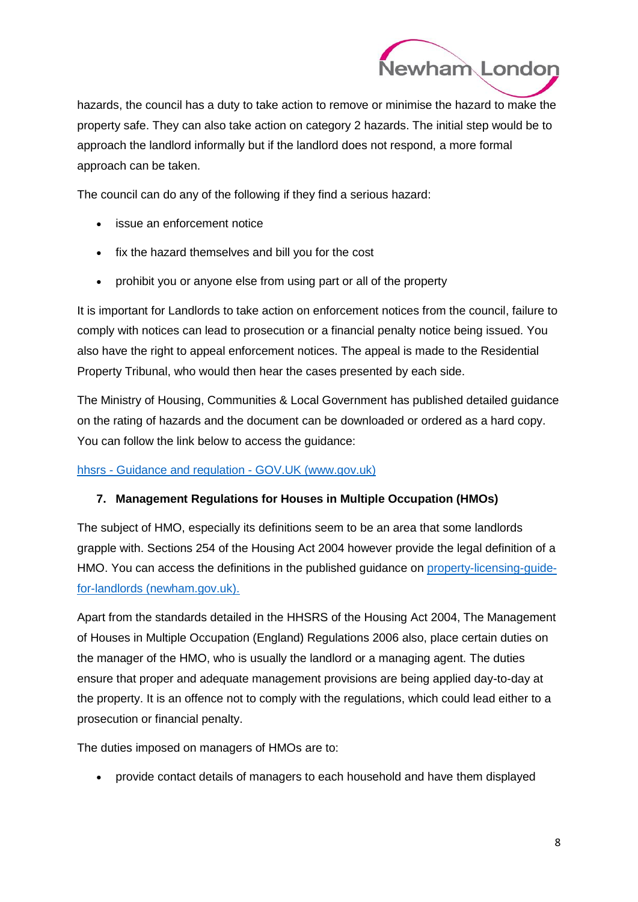hazards, the council has a duty to take action to remove or minimise the hazard to make the property safe. They can also take action on category 2 hazards. The initial step would be to approach the landlord informally but if the landlord does not respond, a more formal approach can be taken.

The council can do any of the following if they find a serious hazard:

- issue an enforcement notice
- fix the hazard themselves and bill you for the cost
- prohibit you or anyone else from using part or all of the property

It is important for Landlords to take action on enforcement notices from the council, failure to comply with notices can lead to prosecution or a financial penalty notice being issued. You also have the right to appeal enforcement notices. The appeal is made to the Residential Property Tribunal, who would then hear the cases presented by each side.

The Ministry of Housing, Communities & Local Government has published detailed guidance on the rating of hazards and the document can be downloaded or ordered as a hard copy. You can follow the link below to access the guidance:

[hhsrs - Guidance and regulation - GOV.UK (www.gov.uk)]

### 7. Management Regulations for Houses in Multiple Occupation (HMOs)

The subject of HMO, especially its definitions seem to be an area that some landlords grapple with. Sections 254 of the Housing Act 2004 however provide the legal definition of a HMO. You can access the definitions in the published guidance on [property-licensing-guide-for-landlords (newham.gov.uk).]

Apart from the standards detailed in the HHSRS of the Housing Act 2004, The Management of Houses in Multiple Occupation (England) Regulations 2006 also, place certain duties on the manager of the HMO, who is usually the landlord or a managing agent. The duties ensure that proper and adequate management provisions are being applied day-to-day at the property. It is an offence not to comply with the regulations, which could lead either to a prosecution or financial penalty.

The duties imposed on managers of HMOs are to:

- provide contact details of managers to each household and have them displayed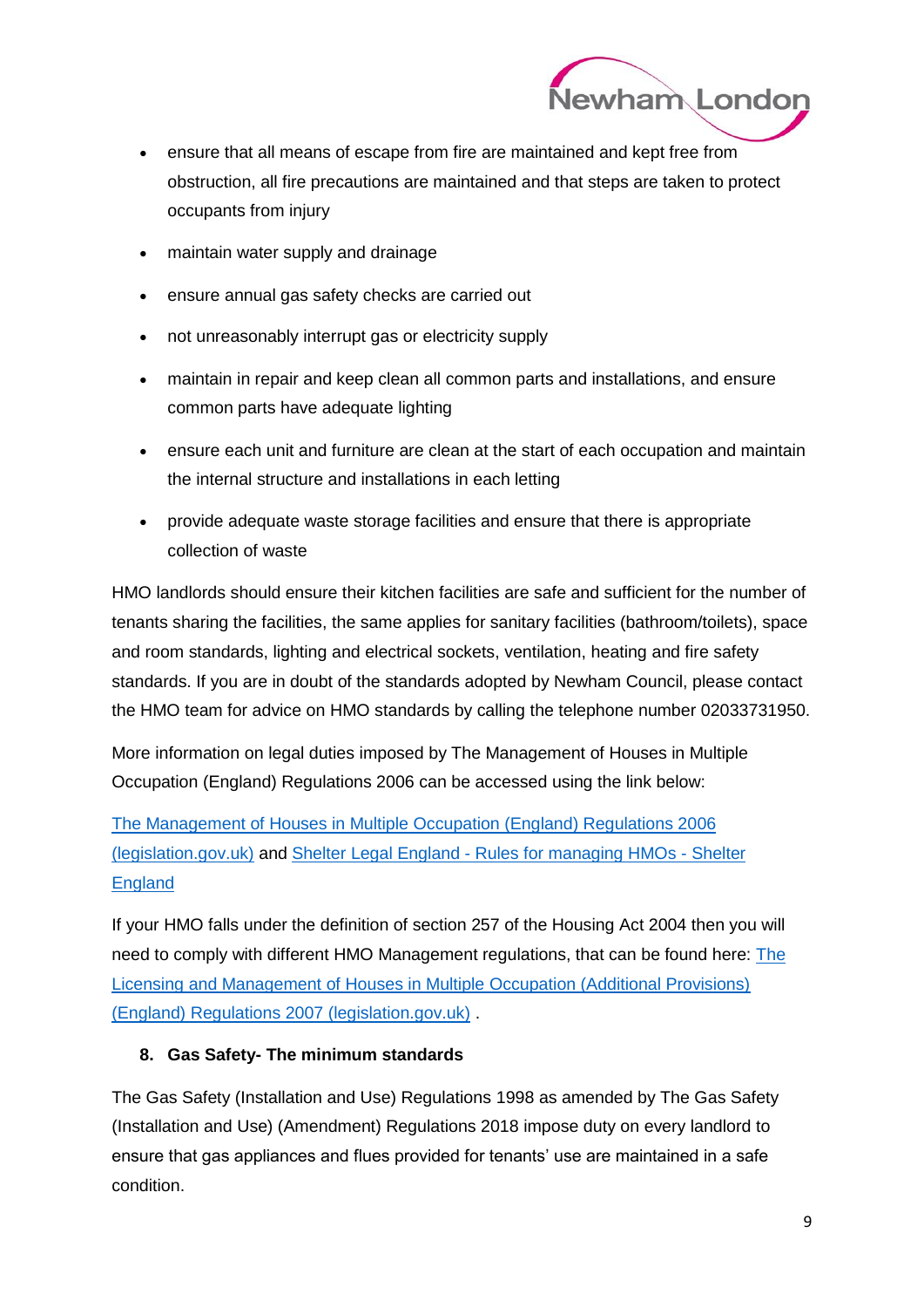- ensure that all means of escape from fire are maintained and kept free from obstruction, all fire precautions are maintained and that steps are taken to protect occupants from injury
- maintain water supply and drainage
- ensure annual gas safety checks are carried out
- not unreasonably interrupt gas or electricity supply
- maintain in repair and keep clean all common parts and installations, and ensure common parts have adequate lighting
- ensure each unit and furniture are clean at the start of each occupation and maintain the internal structure and installations in each letting
- provide adequate waste storage facilities and ensure that there is appropriate collection of waste

HMO landlords should ensure their kitchen facilities are safe and sufficient for the number of tenants sharing the facilities, the same applies for sanitary facilities (bathroom/toilets), space and room standards, lighting and electrical sockets, ventilation, heating and fire safety standards. If you are in doubt of the standards adopted by Newham Council, please contact the HMO team for advice on HMO standards by calling the telephone number 02033731950.

More information on legal duties imposed by The Management of Houses in Multiple Occupation (England) Regulations 2006 can be accessed using the link below:

The Management of Houses in Multiple Occupation (England) Regulations 2006 (legislation.gov.uk) and Shelter Legal England - Rules for managing HMOs - Shelter England

If your HMO falls under the definition of section 257 of the Housing Act 2004 then you will need to comply with different HMO Management regulations, that can be found here: The Licensing and Management of Houses in Multiple Occupation (Additional Provisions) (England) Regulations 2007 (legislation.gov.uk) .

## 8. Gas Safety- The minimum standards

The Gas Safety (Installation and Use) Regulations 1998 as amended by The Gas Safety (Installation and Use) (Amendment) Regulations 2018 impose duty on every landlord to ensure that gas appliances and flues provided for tenants' use are maintained in a safe condition.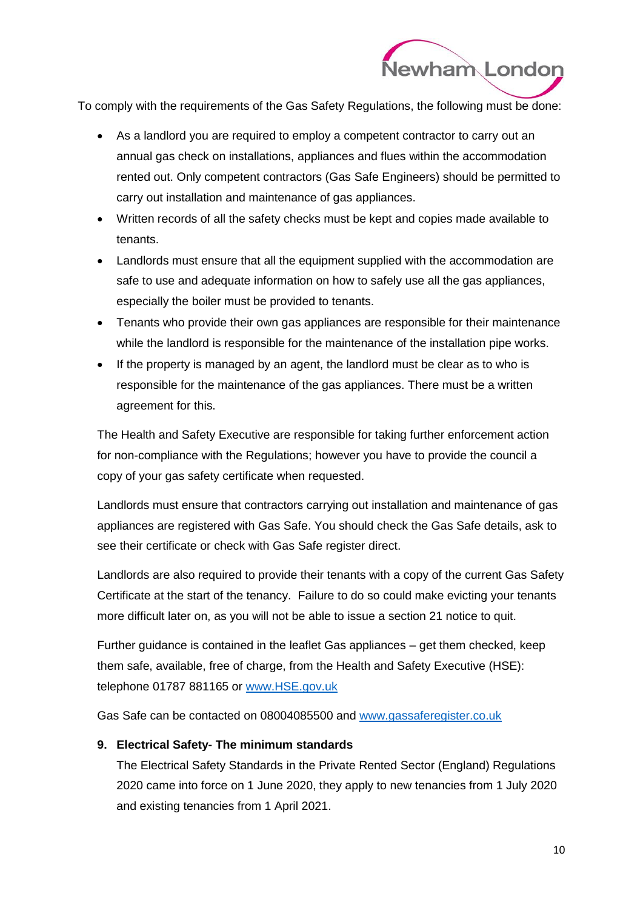To comply with the requirements of the Gas Safety Regulations, the following must be done:

- As a landlord you are required to employ a competent contractor to carry out an annual gas check on installations, appliances and flues within the accommodation rented out. Only competent contractors (Gas Safe Engineers) should be permitted to carry out installation and maintenance of gas appliances.
- Written records of all the safety checks must be kept and copies made available to tenants.
- Landlords must ensure that all the equipment supplied with the accommodation are safe to use and adequate information on how to safely use all the gas appliances, especially the boiler must be provided to tenants.
- Tenants who provide their own gas appliances are responsible for their maintenance while the landlord is responsible for the maintenance of the installation pipe works.
- If the property is managed by an agent, the landlord must be clear as to who is responsible for the maintenance of the gas appliances. There must be a written agreement for this.

The Health and Safety Executive are responsible for taking further enforcement action for non-compliance with the Regulations; however you have to provide the council a copy of your gas safety certificate when requested.

Landlords must ensure that contractors carrying out installation and maintenance of gas appliances are registered with Gas Safe. You should check the Gas Safe details, ask to see their certificate or check with Gas Safe register direct.

Landlords are also required to provide their tenants with a copy of the current Gas Safety Certificate at the start of the tenancy. Failure to do so could make evicting your tenants more difficult later on, as you will not be able to issue a section 21 notice to quit.

Further guidance is contained in the leaflet Gas appliances – get them checked, keep them safe, available, free of charge, from the Health and Safety Executive (HSE): telephone 01787 881165 or [www.HSE.gov.uk](http://www.HSE.gov.uk)

Gas Safe can be contacted on 08004085500 and [www.gassaferegister.co.uk](http://www.gassaferegister.co.uk)

## 9. Electrical Safety- The minimum standards

The Electrical Safety Standards in the Private Rented Sector (England) Regulations 2020 came into force on 1 June 2020, they apply to new tenancies from 1 July 2020 and existing tenancies from 1 April 2021.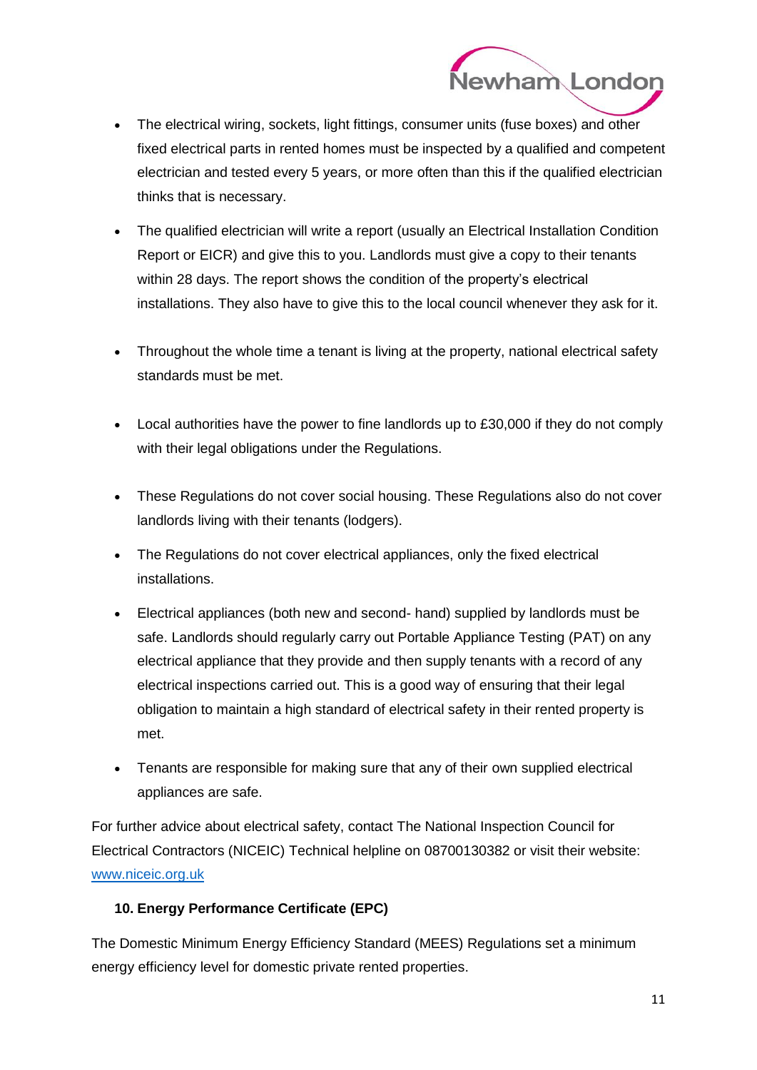- The electrical wiring, sockets, light fittings, consumer units (fuse boxes) and other fixed electrical parts in rented homes must be inspected by a qualified and competent electrician and tested every 5 years, or more often than this if the qualified electrician thinks that is necessary.
- The qualified electrician will write a report (usually an Electrical Installation Condition Report or EICR) and give this to you. Landlords must give a copy to their tenants within 28 days. The report shows the condition of the property's electrical installations. They also have to give this to the local council whenever they ask for it.
- Throughout the whole time a tenant is living at the property, national electrical safety standards must be met.
- Local authorities have the power to fine landlords up to £30,000 if they do not comply with their legal obligations under the Regulations.
- These Regulations do not cover social housing. These Regulations also do not cover landlords living with their tenants (lodgers).
- The Regulations do not cover electrical appliances, only the fixed electrical installations.
- Electrical appliances (both new and second- hand) supplied by landlords must be safe. Landlords should regularly carry out Portable Appliance Testing (PAT) on any electrical appliance that they provide and then supply tenants with a record of any electrical inspections carried out. This is a good way of ensuring that their legal obligation to maintain a high standard of electrical safety in their rented property is met.
- Tenants are responsible for making sure that any of their own supplied electrical appliances are safe.

For further advice about electrical safety, contact The National Inspection Council for Electrical Contractors (NICEIC) Technical helpline on 08700130382 or visit their website: [www.niceic.org.uk](www.niceic.org.uk)

### 10. Energy Performance Certificate (EPC)

The Domestic Minimum Energy Efficiency Standard (MEES) Regulations set a minimum energy efficiency level for domestic private rented properties.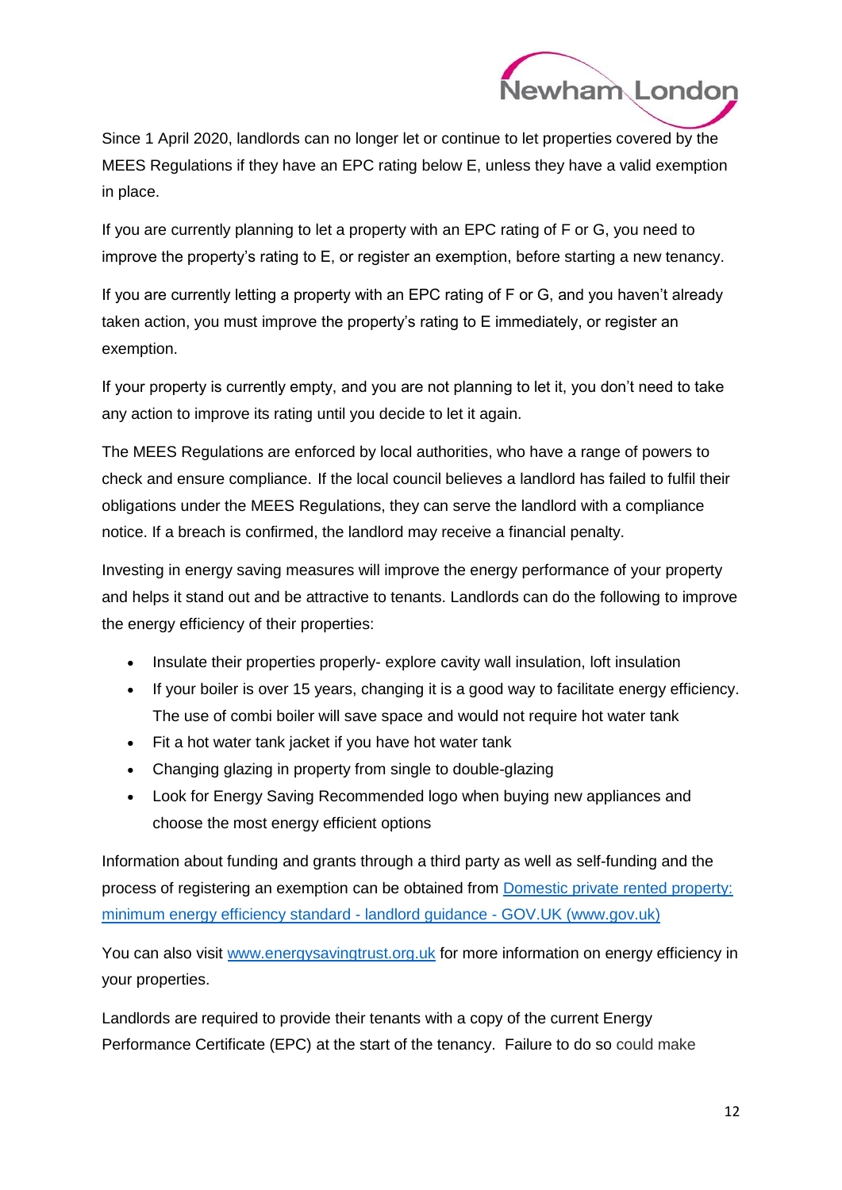Since 1 April 2020, landlords can no longer let or continue to let properties covered by the MEES Regulations if they have an EPC rating below E, unless they have a valid exemption in place.

If you are currently planning to let a property with an EPC rating of F or G, you need to improve the property's rating to E, or register an exemption, before starting a new tenancy.

If you are currently letting a property with an EPC rating of F or G, and you haven't already taken action, you must improve the property's rating to E immediately, or register an exemption.

If your property is currently empty, and you are not planning to let it, you don't need to take any action to improve its rating until you decide to let it again.

The MEES Regulations are enforced by local authorities, who have a range of powers to check and ensure compliance. If the local council believes a landlord has failed to fulfil their obligations under the MEES Regulations, they can serve the landlord with a compliance notice. If a breach is confirmed, the landlord may receive a financial penalty.

Investing in energy saving measures will improve the energy performance of your property and helps it stand out and be attractive to tenants. Landlords can do the following to improve the energy efficiency of their properties:

- Insulate their properties properly- explore cavity wall insulation, loft insulation
- If your boiler is over 15 years, changing it is a good way to facilitate energy efficiency. The use of combi boiler will save space and would not require hot water tank
- Fit a hot water tank jacket if you have hot water tank
- Changing glazing in property from single to double-glazing
- Look for Energy Saving Recommended logo when buying new appliances and choose the most energy efficient options

Information about funding and grants through a third party as well as self-funding and the process of registering an exemption can be obtained from Domestic private rented property: minimum energy efficiency standard - landlord guidance - GOV.UK (www.gov.uk)

You can also visit www.energysavingtrust.org.uk for more information on energy efficiency in your properties.

Landlords are required to provide their tenants with a copy of the current Energy Performance Certificate (EPC) at the start of the tenancy. Failure to do so could make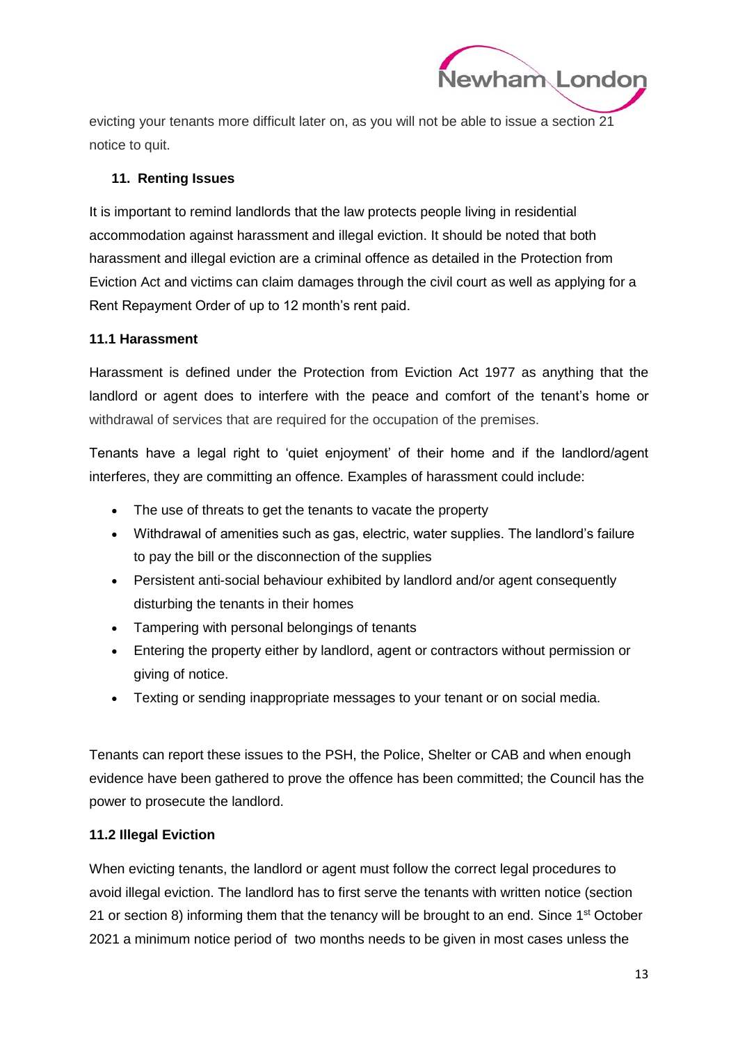evicting your tenants more difficult later on, as you will not be able to issue a section 21 notice to quit.

## 11. Renting Issues

It is important to remind landlords that the law protects people living in residential accommodation against harassment and illegal eviction. It should be noted that both harassment and illegal eviction are a criminal offence as detailed in the Protection from Eviction Act and victims can claim damages through the civil court as well as applying for a Rent Repayment Order of up to 12 month's rent paid.

### 11.1 Harassment

Harassment is defined under the Protection from Eviction Act 1977 as anything that the landlord or agent does to interfere with the peace and comfort of the tenant's home or withdrawal of services that are required for the occupation of the premises.

Tenants have a legal right to 'quiet enjoyment' of their home and if the landlord/agent interferes, they are committing an offence. Examples of harassment could include:

- The use of threats to get the tenants to vacate the property
- Withdrawal of amenities such as gas, electric, water supplies. The landlord's failure to pay the bill or the disconnection of the supplies
- Persistent anti-social behaviour exhibited by landlord and/or agent consequently disturbing the tenants in their homes
- Tampering with personal belongings of tenants
- Entering the property either by landlord, agent or contractors without permission or giving of notice.
- Texting or sending inappropriate messages to your tenant or on social media.

Tenants can report these issues to the PSH, the Police, Shelter or CAB and when enough evidence have been gathered to prove the offence has been committed; the Council has the power to prosecute the landlord.

### 11.2 Illegal Eviction

When evicting tenants, the landlord or agent must follow the correct legal procedures to avoid illegal eviction. The landlord has to first serve the tenants with written notice (section 21 or section 8) informing them that the tenancy will be brought to an end. Since 1st October 2021 a minimum notice period of two months needs to be given in most cases unless the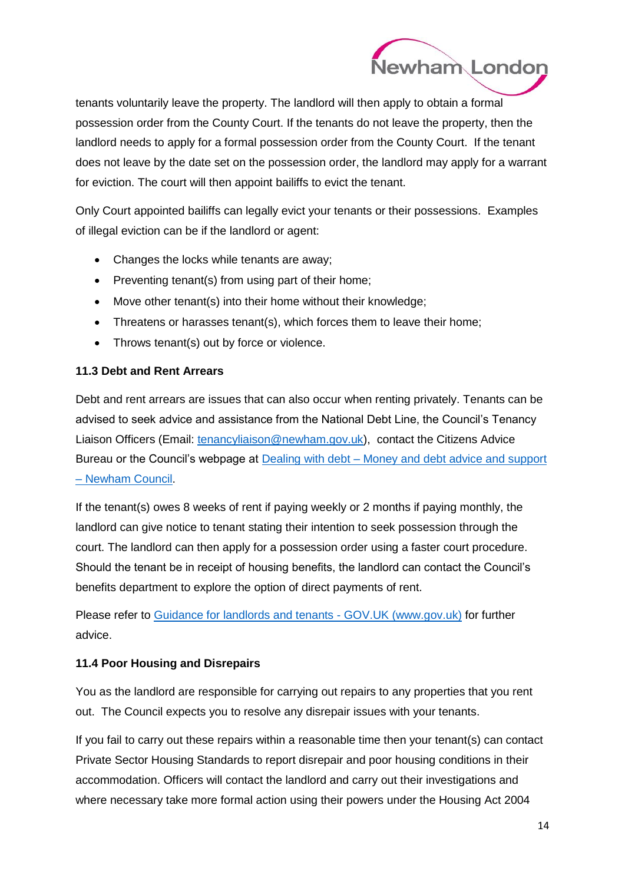tenants voluntarily leave the property. The landlord will then apply to obtain a formal possession order from the County Court. If the tenants do not leave the property, then the landlord needs to apply for a formal possession order from the County Court. If the tenant does not leave by the date set on the possession order, the landlord may apply for a warrant for eviction. The court will then appoint bailiffs to evict the tenant.

Only Court appointed bailiffs can legally evict your tenants or their possessions. Examples of illegal eviction can be if the landlord or agent:

- Changes the locks while tenants are away;
- Preventing tenant(s) from using part of their home;
- Move other tenant(s) into their home without their knowledge;
- Threatens or harasses tenant(s), which forces them to leave their home;
- Throws tenant(s) out by force or violence.

**11.3 Debt and Rent Arrears**

Debt and rent arrears are issues that can also occur when renting privately. Tenants can be advised to seek advice and assistance from the National Debt Line, the Council's Tenancy Liaison Officers (Email: tenancyliaison@newham.gov.uk), contact the Citizens Advice Bureau or the Council's webpage at Dealing with debt – Money and debt advice and support – Newham Council.

If the tenant(s) owes 8 weeks of rent if paying weekly or 2 months if paying monthly, the landlord can give notice to tenant stating their intention to seek possession through the court. The landlord can then apply for a possession order using a faster court procedure. Should the tenant be in receipt of housing benefits, the landlord can contact the Council's benefits department to explore the option of direct payments of rent.

Please refer to Guidance for landlords and tenants - GOV.UK (www.gov.uk) for further advice.

**11.4 Poor Housing and Disrepairs**

You as the landlord are responsible for carrying out repairs to any properties that you rent out. The Council expects you to resolve any disrepair issues with your tenants.

If you fail to carry out these repairs within a reasonable time then your tenant(s) can contact Private Sector Housing Standards to report disrepair and poor housing conditions in their accommodation. Officers will contact the landlord and carry out their investigations and where necessary take more formal action using their powers under the Housing Act 2004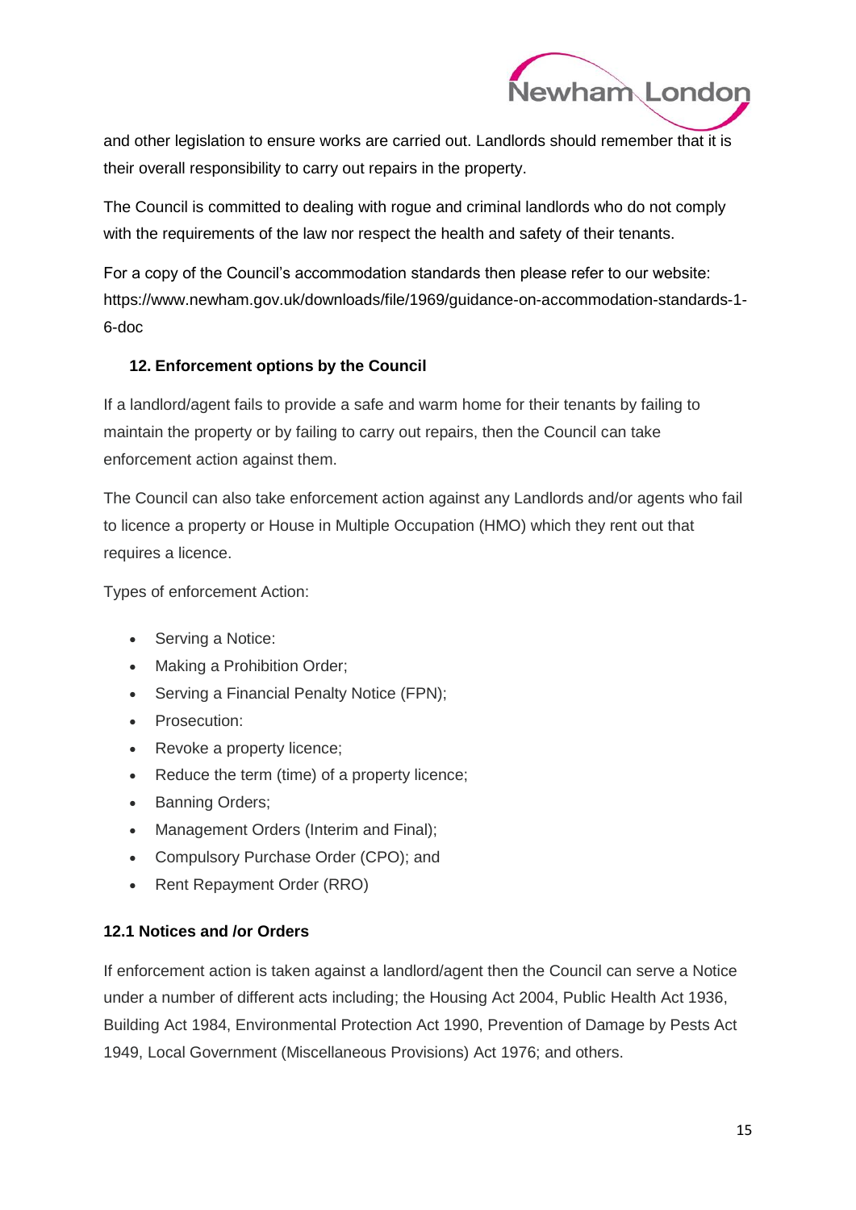and other legislation to ensure works are carried out. Landlords should remember that it is their overall responsibility to carry out repairs in the property.

The Council is committed to dealing with rogue and criminal landlords who do not comply with the requirements of the law nor respect the health and safety of their tenants.

For a copy of the Council's accommodation standards then please refer to our website: https://www.newham.gov.uk/downloads/file/1969/guidance-on-accommodation-standards-1-6-doc

## 12. Enforcement options by the Council

If a landlord/agent fails to provide a safe and warm home for their tenants by failing to maintain the property or by failing to carry out repairs, then the Council can take enforcement action against them.

The Council can also take enforcement action against any Landlords and/or agents who fail to licence a property or House in Multiple Occupation (HMO) which they rent out that requires a licence.

Types of enforcement Action:

- Serving a Notice:
- Making a Prohibition Order;
- Serving a Financial Penalty Notice (FPN);
- Prosecution:
- Revoke a property licence;
- Reduce the term (time) of a property licence;
- Banning Orders;
- Management Orders (Interim and Final);
- Compulsory Purchase Order (CPO); and
- Rent Repayment Order (RRO)

### 12.1 Notices and /or Orders

If enforcement action is taken against a landlord/agent then the Council can serve a Notice under a number of different acts including; the Housing Act 2004, Public Health Act 1936, Building Act 1984, Environmental Protection Act 1990, Prevention of Damage by Pests Act 1949, Local Government (Miscellaneous Provisions) Act 1976; and others.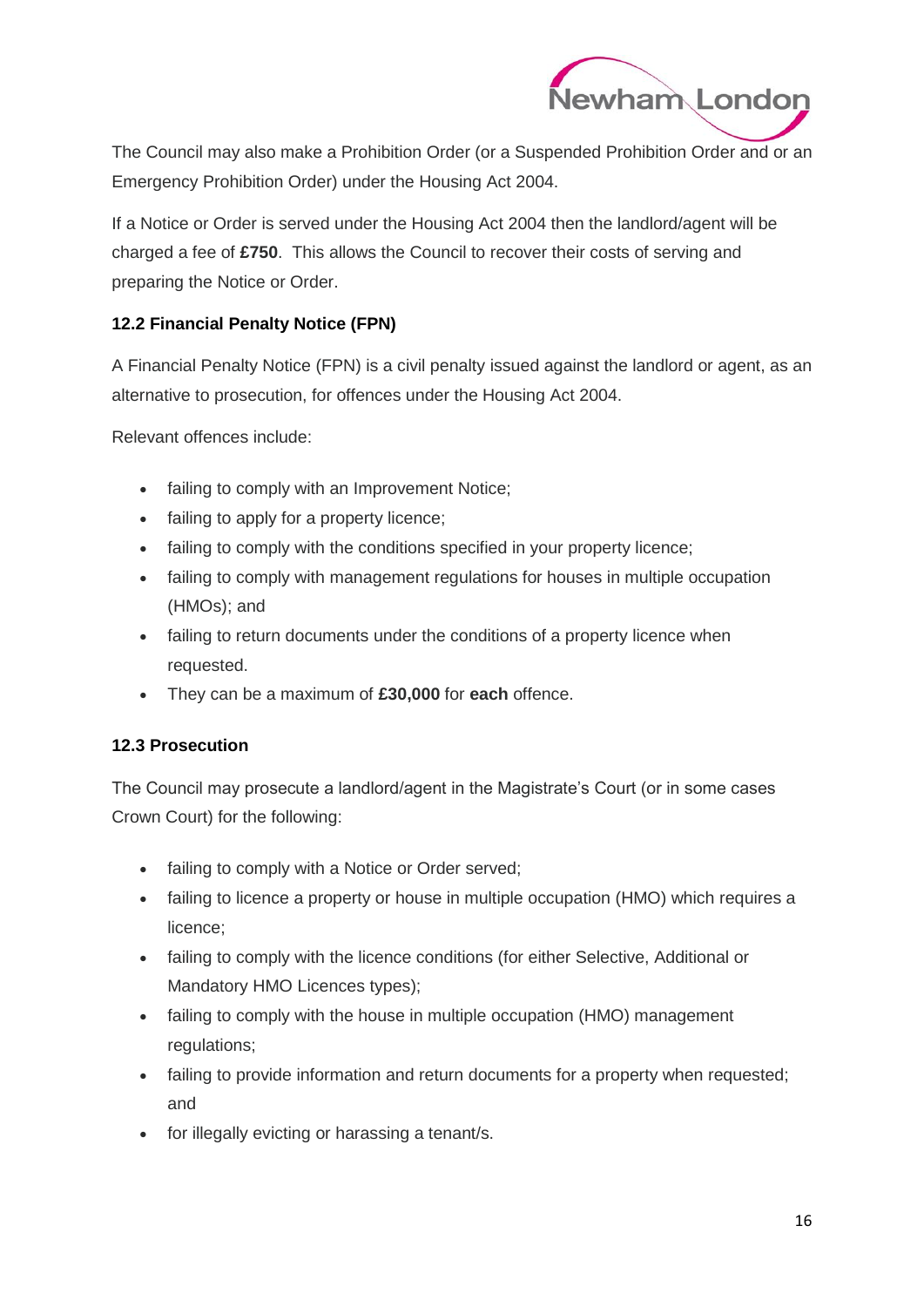The Council may also make a Prohibition Order (or a Suspended Prohibition Order and or an Emergency Prohibition Order) under the Housing Act 2004.

If a Notice or Order is served under the Housing Act 2004 then the landlord/agent will be charged a fee of **£750**. This allows the Council to recover their costs of serving and preparing the Notice or Order.

### 12.2 Financial Penalty Notice (FPN)

A Financial Penalty Notice (FPN) is a civil penalty issued against the landlord or agent, as an alternative to prosecution, for offences under the Housing Act 2004.

Relevant offences include:

- failing to comply with an Improvement Notice;
- failing to apply for a property licence;
- failing to comply with the conditions specified in your property licence;
- failing to comply with management regulations for houses in multiple occupation (HMOs); and
- failing to return documents under the conditions of a property licence when requested.
- They can be a maximum of **£30,000** for **each** offence.

### 12.3 Prosecution

The Council may prosecute a landlord/agent in the Magistrate's Court (or in some cases Crown Court) for the following:

- failing to comply with a Notice or Order served;
- failing to licence a property or house in multiple occupation (HMO) which requires a licence;
- failing to comply with the licence conditions (for either Selective, Additional or Mandatory HMO Licences types);
- failing to comply with the house in multiple occupation (HMO) management regulations;
- failing to provide information and return documents for a property when requested; and
- for illegally evicting or harassing a tenant/s.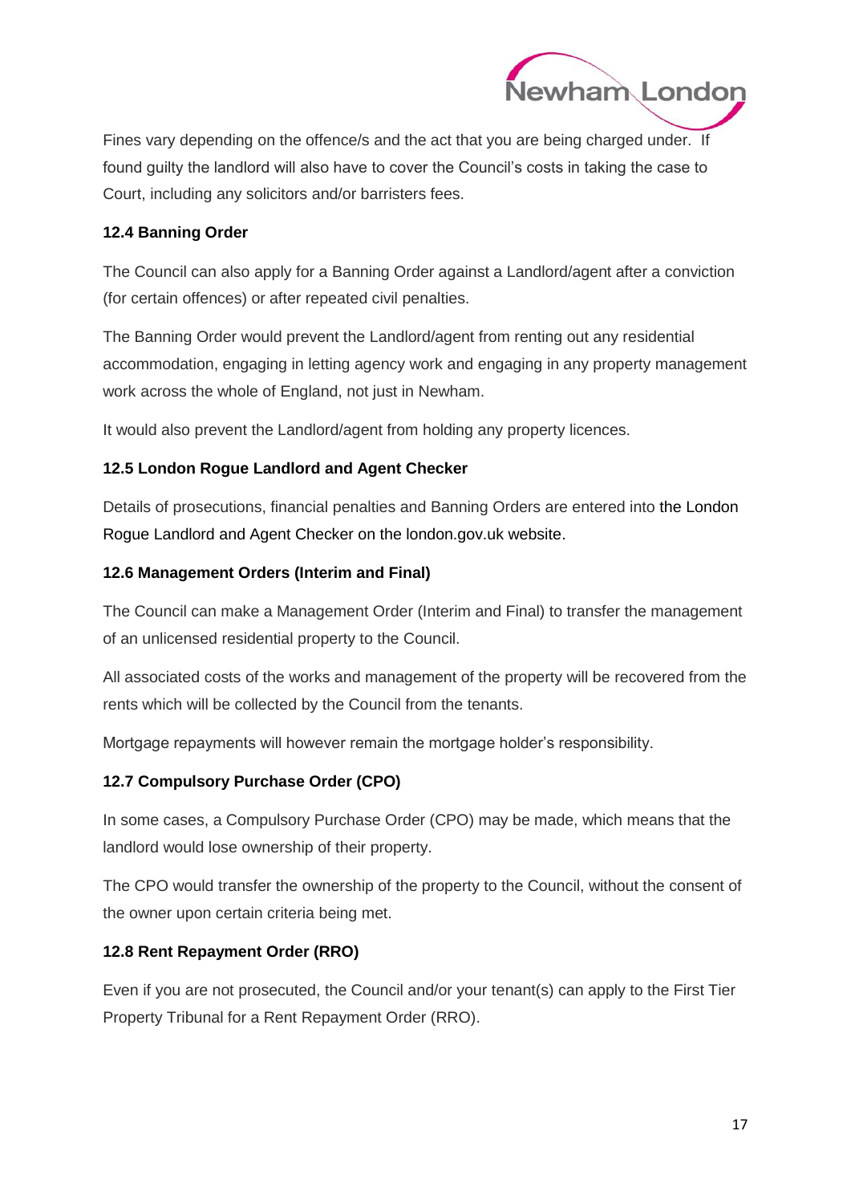Fines vary depending on the offence/s and the act that you are being charged under. If found guilty the landlord will also have to cover the Council's costs in taking the case to Court, including any solicitors and/or barristers fees.

### 12.4 Banning Order

The Council can also apply for a Banning Order against a Landlord/agent after a conviction (for certain offences) or after repeated civil penalties.

The Banning Order would prevent the Landlord/agent from renting out any residential accommodation, engaging in letting agency work and engaging in any property management work across the whole of England, not just in Newham.

It would also prevent the Landlord/agent from holding any property licences.

### 12.5 London Rogue Landlord and Agent Checker

Details of prosecutions, financial penalties and Banning Orders are entered into the London Rogue Landlord and Agent Checker on the london.gov.uk website.

### 12.6 Management Orders (Interim and Final)

The Council can make a Management Order (Interim and Final) to transfer the management of an unlicensed residential property to the Council.

All associated costs of the works and management of the property will be recovered from the rents which will be collected by the Council from the tenants.

Mortgage repayments will however remain the mortgage holder's responsibility.

### 12.7 Compulsory Purchase Order (CPO)

In some cases, a Compulsory Purchase Order (CPO) may be made, which means that the landlord would lose ownership of their property.

The CPO would transfer the ownership of the property to the Council, without the consent of the owner upon certain criteria being met.

### 12.8 Rent Repayment Order (RRO)

Even if you are not prosecuted, the Council and/or your tenant(s) can apply to the First Tier Property Tribunal for a Rent Repayment Order (RRO).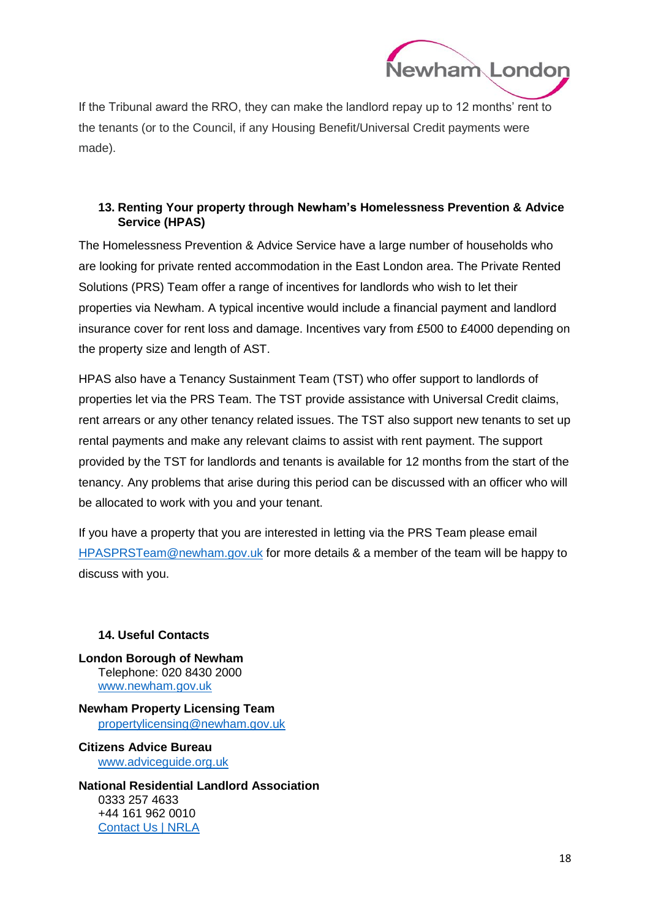If the Tribunal award the RRO, they can make the landlord repay up to 12 months' rent to the tenants (or to the Council, if any Housing Benefit/Universal Credit payments were made).

## 13. Renting Your property through Newham's Homelessness Prevention & Advice Service (HPAS)

The Homelessness Prevention & Advice Service have a large number of households who are looking for private rented accommodation in the East London area. The Private Rented Solutions (PRS) Team offer a range of incentives for landlords who wish to let their properties via Newham. A typical incentive would include a financial payment and landlord insurance cover for rent loss and damage. Incentives vary from £500 to £4000 depending on the property size and length of AST.

HPAS also have a Tenancy Sustainment Team (TST) who offer support to landlords of properties let via the PRS Team. The TST provide assistance with Universal Credit claims, rent arrears or any other tenancy related issues. The TST also support new tenants to set up rental payments and make any relevant claims to assist with rent payment. The support provided by the TST for landlords and tenants is available for 12 months from the start of the tenancy. Any problems that arise during this period can be discussed with an officer who will be allocated to work with you and your tenant.

If you have a property that you are interested in letting via the PRS Team please email HPASPRSTeam@newham.gov.uk for more details & a member of the team will be happy to discuss with you.

## 14. Useful Contacts

**London Borough of Newham**
Telephone: 020 8430 2000
www.newham.gov.uk

**Newham Property Licensing Team**
propertylicensing@newham.gov.uk

**Citizens Advice Bureau**
www.adviceguide.org.uk

**National Residential Landlord Association**
0333 257 4633
+44 161 962 0010
Contact Us | NRLA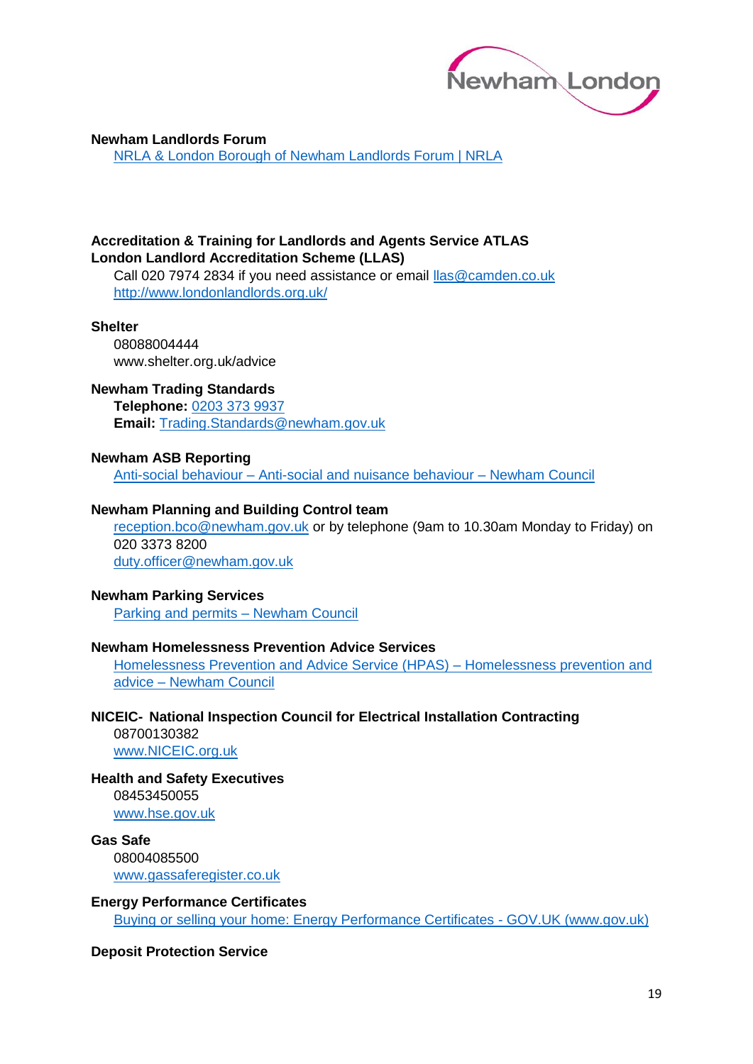**Newham Landlords Forum**

[NRLA & London Borough of Newham Landlords Forum | NRLA]()

**Accreditation & Training for Landlords and Agents Service ATLAS**
**London Landlord Accreditation Scheme (LLAS)**

Call 020 7974 2834 if you need assistance or email [llas@camden.co.uk](mailto:llas@camden.co.uk)
[http://www.londonlandlords.org.uk/](http://www.londonlandlords.org.uk/)

**Shelter**

08088004444
www.shelter.org.uk/advice

**Newham Trading Standards**

**Telephone:** [0203 373 9937]()
**Email:** [Trading.Standards@newham.gov.uk](mailto:Trading.Standards@newham.gov.uk)

**Newham ASB Reporting**

[Anti-social behaviour – Anti-social and nuisance behaviour – Newham Council]()

**Newham Planning and Building Control team**

[reception.bco@newham.gov.uk](mailto:reception.bco@newham.gov.uk) or by telephone (9am to 10.30am Monday to Friday) on 020 3373 8200
[duty.officer@newham.gov.uk](mailto:duty.officer@newham.gov.uk)

**Newham Parking Services**

[Parking and permits – Newham Council]()

**Newham Homelessness Prevention Advice Services**

[Homelessness Prevention and Advice Service (HPAS) – Homelessness prevention and advice – Newham Council]()

**NICEIC- National Inspection Council for Electrical Installation Contracting**

08700130382
[www.NICEIC.org.uk](http://www.NICEIC.org.uk)

**Health and Safety Executives**

08453450055
[www.hse.gov.uk](http://www.hse.gov.uk)

**Gas Safe**

08004085500
[www.gassaferegister.co.uk](http://www.gassaferegister.co.uk)

**Energy Performance Certificates**

[Buying or selling your home: Energy Performance Certificates - GOV.UK (www.gov.uk)]()

**Deposit Protection Service**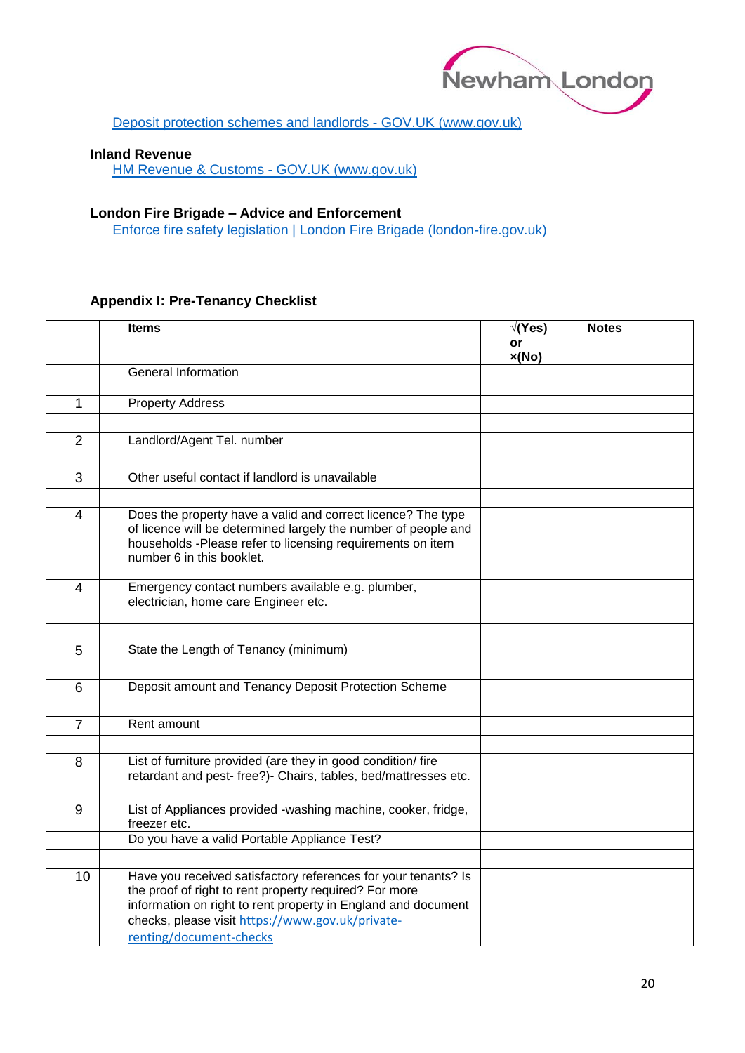[Deposit protection schemes and landlords - GOV.UK (www.gov.uk)](https://www.gov.uk)

**Inland Revenue**

[HM Revenue & Customs - GOV.UK (www.gov.uk)](https://www.gov.uk)

**London Fire Brigade – Advice and Enforcement**

[Enforce fire safety legislation | London Fire Brigade (london-fire.gov.uk)](https://www.london-fire.gov.uk)

**Appendix I: Pre-Tenancy Checklist**

| | **Items** | **√(Yes) or ×(No)** | **Notes** |
|---|---|---|---|
| | General Information | | |
| 1 | Property Address | | |
| | | | |
| 2 | Landlord/Agent Tel. number | | |
| | | | |
| 3 | Other useful contact if landlord is unavailable | | |
| | | | |
| 4 | Does the property have a valid and correct licence? The type of licence will be determined largely the number of people and households -Please refer to licensing requirements on item number 6 in this booklet. | | |
| 4 | Emergency contact numbers available e.g. plumber, electrician, home care Engineer etc. | | |
| | | | |
| 5 | State the Length of Tenancy (minimum) | | |
| | | | |
| 6 | Deposit amount and Tenancy Deposit Protection Scheme | | |
| | | | |
| 7 | Rent amount | | |
| | | | |
| 8 | List of furniture provided (are they in good condition/ fire retardant and pest- free?)- Chairs, tables, bed/mattresses etc. | | |
| | | | |
| 9 | List of Appliances provided -washing machine, cooker, fridge, freezer etc. | | |
| | Do you have a valid Portable Appliance Test? | | |
| | | | |
| 10 | Have you received satisfactory references for your tenants? Is the proof of right to rent property required? For more information on right to rent property in England and document checks, please visit https://www.gov.uk/private-renting/document-checks | | |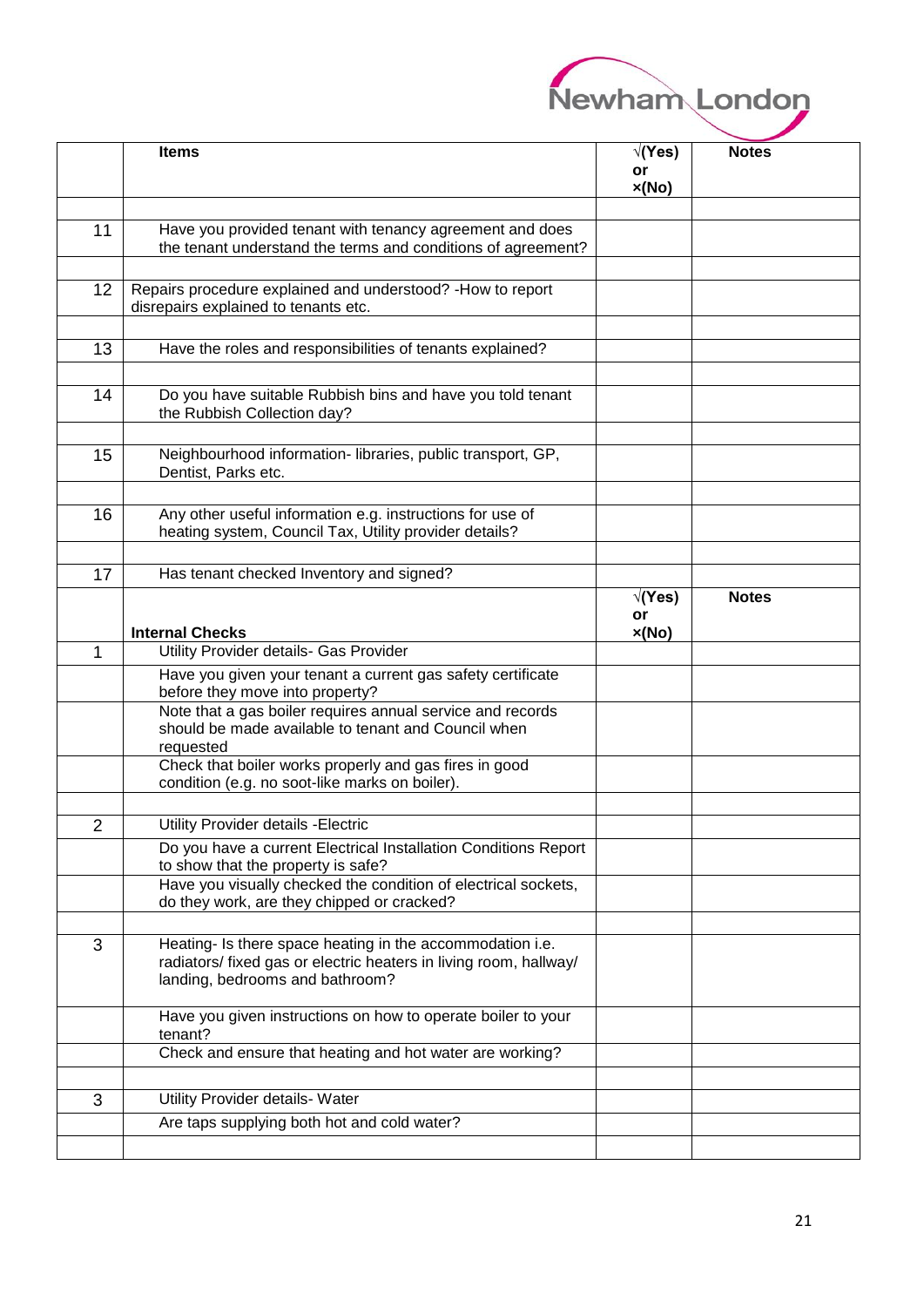|  | Items | √(Yes) or ×(No) | Notes |
|---|---|---|---|
|  |  |  |  |
| 11 | Have you provided tenant with tenancy agreement and does the tenant understand the terms and conditions of agreement? |  |  |
|  |  |  |  |
| 12 | Repairs procedure explained and understood? -How to report disrepairs explained to tenants etc. |  |  |
|  |  |  |  |
| 13 | Have the roles and responsibilities of tenants explained? |  |  |
|  |  |  |  |
| 14 | Do you have suitable Rubbish bins and have you told tenant the Rubbish Collection day? |  |  |
|  |  |  |  |
| 15 | Neighbourhood information- libraries, public transport, GP, Dentist, Parks etc. |  |  |
|  |  |  |  |
| 16 | Any other useful information e.g. instructions for use of heating system, Council Tax, Utility provider details? |  |  |
|  |  |  |  |
| 17 | Has tenant checked Inventory and signed? |  |  |
|  | **Internal Checks** | **√(Yes) or ×(No)** | **Notes** |
| 1 | Utility Provider details- Gas Provider |  |  |
|  | Have you given your tenant a current gas safety certificate before they move into property? |  |  |
|  | Note that a gas boiler requires annual service and records should be made available to tenant and Council when requested |  |  |
|  | Check that boiler works properly and gas fires in good condition (e.g. no soot-like marks on boiler). |  |  |
|  |  |  |  |
| 2 | Utility Provider details -Electric |  |  |
|  | Do you have a current Electrical Installation Conditions Report to show that the property is safe? |  |  |
|  | Have you visually checked the condition of electrical sockets, do they work, are they chipped or cracked? |  |  |
|  |  |  |  |
| 3 | Heating- Is there space heating in the accommodation i.e. radiators/ fixed gas or electric heaters in living room, hallway/ landing, bedrooms and bathroom? |  |  |
|  | Have you given instructions on how to operate boiler to your tenant? |  |  |
|  | Check and ensure that heating and hot water are working? |  |  |
|  |  |  |  |
| 3 | Utility Provider details- Water |  |  |
|  | Are taps supplying both hot and cold water? |  |  |
|  |  |  |  |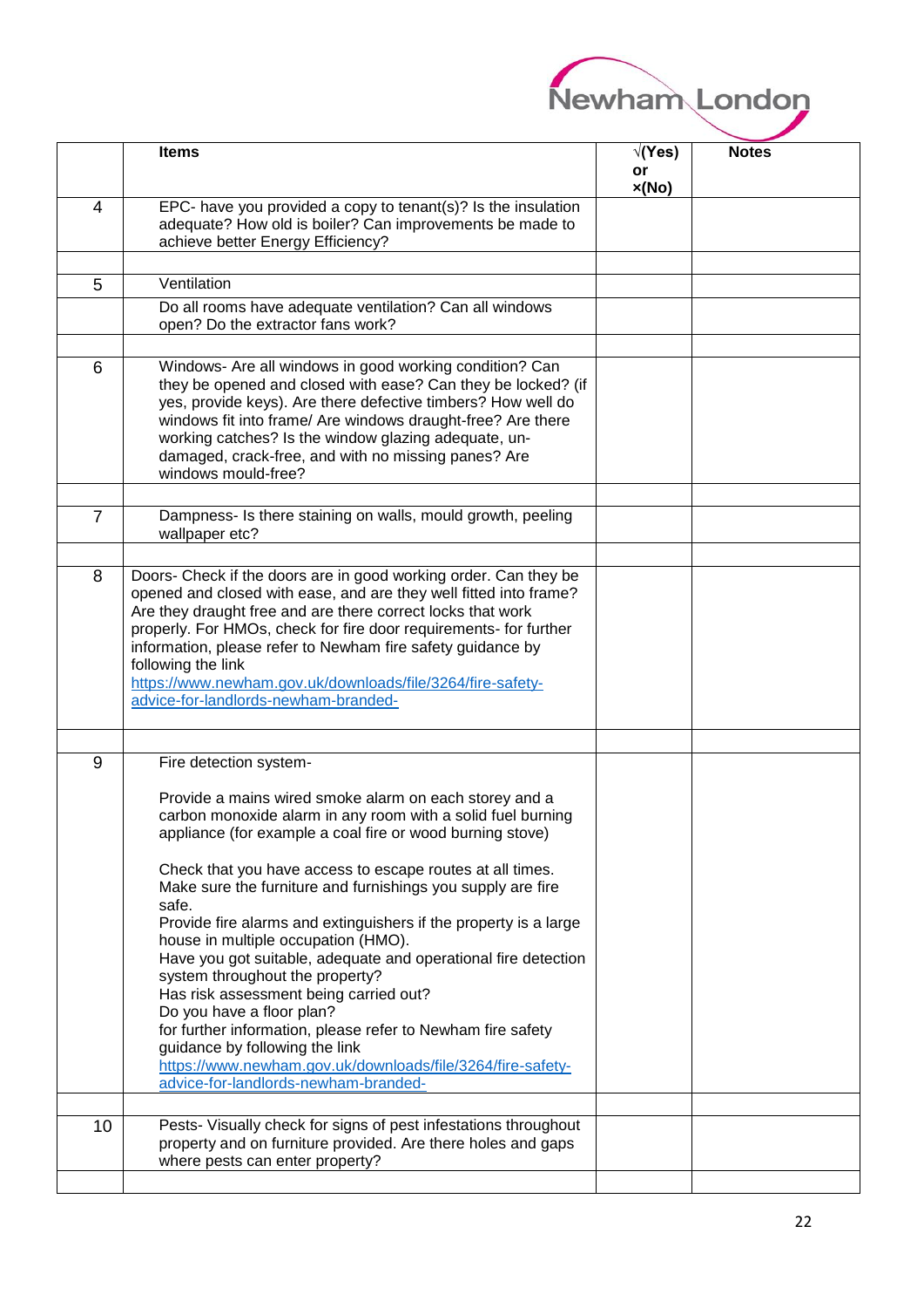| | Items | √(Yes) or ×(No) | Notes |
|---|---|---|---|
| 4 | EPC- have you provided a copy to tenant(s)? Is the insulation adequate? How old is boiler? Can improvements be made to achieve better Energy Efficiency? | | |
| | | | |
| 5 | Ventilation | | |
| | Do all rooms have adequate ventilation? Can all windows open? Do the extractor fans work? | | |
| | | | |
| 6 | Windows- Are all windows in good working condition? Can they be opened and closed with ease? Can they be locked? (if yes, provide keys). Are there defective timbers? How well do windows fit into frame/ Are windows draught-free? Are there working catches? Is the window glazing adequate, un-damaged, crack-free, and with no missing panes? Are windows mould-free? | | |
| | | | |
| 7 | Dampness- Is there staining on walls, mould growth, peeling wallpaper etc? | | |
| | | | |
| 8 | Doors- Check if the doors are in good working order. Can they be opened and closed with ease, and are they well fitted into frame? Are they draught free and are there correct locks that work properly. For HMOs, check for fire door requirements- for further information, please refer to Newham fire safety guidance by following the link https://www.newham.gov.uk/downloads/file/3264/fire-safety-advice-for-landlords-newham-branded- | | |
| | | | |
| 9 | Fire detection system-<br><br>Provide a mains wired smoke alarm on each storey and a carbon monoxide alarm in any room with a solid fuel burning appliance (for example a coal fire or wood burning stove)<br><br>Check that you have access to escape routes at all times. Make sure the furniture and furnishings you supply are fire safe.<br>Provide fire alarms and extinguishers if the property is a large house in multiple occupation (HMO).<br>Have you got suitable, adequate and operational fire detection system throughout the property?<br>Has risk assessment being carried out?<br>Do you have a floor plan?<br>for further information, please refer to Newham fire safety guidance by following the link<br>https://www.newham.gov.uk/downloads/file/3264/fire-safety-advice-for-landlords-newham-branded- | | |
| | | | |
| 10 | Pests- Visually check for signs of pest infestations throughout property and on furniture provided. Are there holes and gaps where pests can enter property? | | |
| | | | |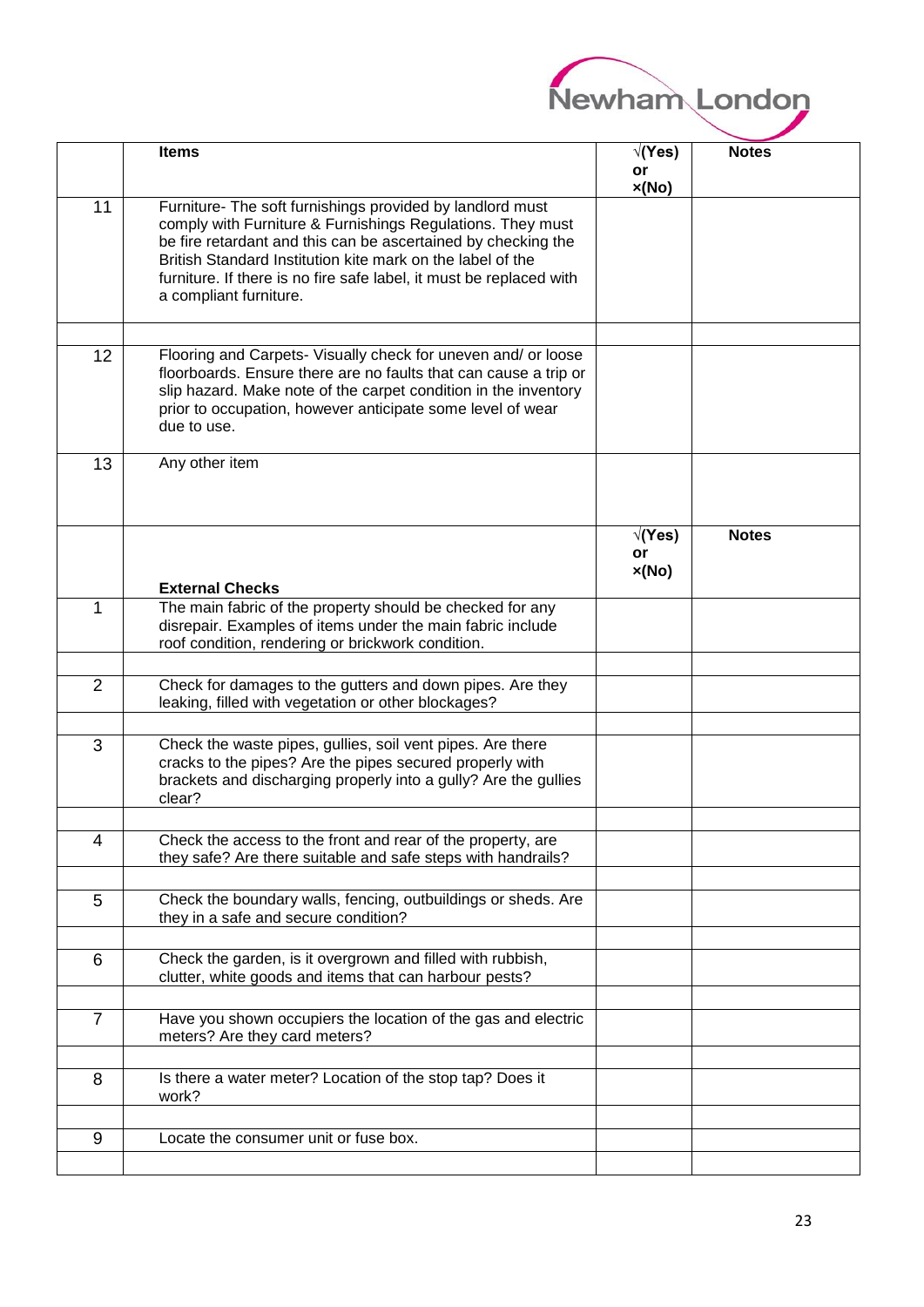| | Items | √(Yes) or ×(No) | Notes |
|---|---|---|---|
| 11 | Furniture- The soft furnishings provided by landlord must comply with Furniture & Furnishings Regulations. They must be fire retardant and this can be ascertained by checking the British Standard Institution kite mark on the label of the furniture. If there is no fire safe label, it must be replaced with a compliant furniture. | | |
| | | | |
| 12 | Flooring and Carpets- Visually check for uneven and/ or loose floorboards. Ensure there are no faults that can cause a trip or slip hazard. Make note of the carpet condition in the inventory prior to occupation, however anticipate some level of wear due to use. | | |
| 13 | Any other item | | |
| | **External Checks** | **√(Yes) or ×(No)** | **Notes** |
| 1 | The main fabric of the property should be checked for any disrepair. Examples of items under the main fabric include roof condition, rendering or brickwork condition. | | |
| | | | |
| 2 | Check for damages to the gutters and down pipes. Are they leaking, filled with vegetation or other blockages? | | |
| | | | |
| 3 | Check the waste pipes, gullies, soil vent pipes. Are there cracks to the pipes? Are the pipes secured properly with brackets and discharging properly into a gully? Are the gullies clear? | | |
| | | | |
| 4 | Check the access to the front and rear of the property, are they safe? Are there suitable and safe steps with handrails? | | |
| | | | |
| 5 | Check the boundary walls, fencing, outbuildings or sheds. Are they in a safe and secure condition? | | |
| | | | |
| 6 | Check the garden, is it overgrown and filled with rubbish, clutter, white goods and items that can harbour pests? | | |
| | | | |
| 7 | Have you shown occupiers the location of the gas and electric meters? Are they card meters? | | |
| | | | |
| 8 | Is there a water meter? Location of the stop tap? Does it work? | | |
| | | | |
| 9 | Locate the consumer unit or fuse box. | | |
| | | | |